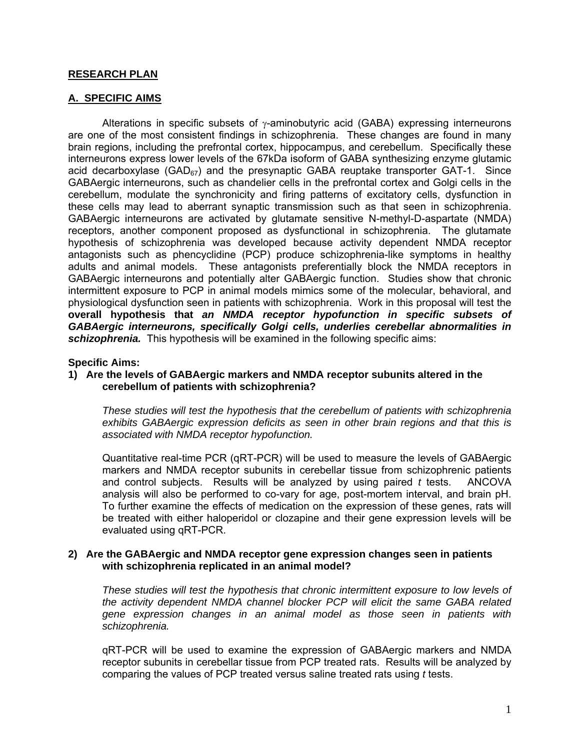## RESEARCH PLAN

## A. SPECIFIC AIMS

Alterations in specific subsets of $\gamma$-aminobutyric acid (GABA) expressing interneurons are one of the most consistent findings in schizophrenia. These changes are found in many brain regions, including the prefrontal cortex, hippocampus, and cerebellum. Specifically these interneurons express lower levels of the 67kDa isoform of GABA synthesizing enzyme glutamic acid decarboxylase ($GAD_{67}$) and the presynaptic GABA reuptake transporter GAT-1. Since GABAergic interneurons, such as chandelier cells in the prefrontal cortex and Golgi cells in the cerebellum, modulate the synchronicity and firing patterns of excitatory cells, dysfunction in these cells may lead to aberrant synaptic transmission such as that seen in schizophrenia. GABAergic interneurons are activated by glutamate sensitive N-methyl-D-aspartate (NMDA) receptors, another component proposed as dysfunctional in schizophrenia. The glutamate hypothesis of schizophrenia was developed because activity dependent NMDA receptor antagonists such as phencyclidine (PCP) produce schizophrenia-like symptoms in healthy adults and animal models. These antagonists preferentially block the NMDA receptors in GABAergic interneurons and potentially alter GABAergic function. Studies show that chronic intermittent exposure to PCP in animal models mimics some of the molecular, behavioral, and physiological dysfunction seen in patients with schizophrenia. Work in this proposal will test the **overall hypothesis that *an NMDA receptor hypofunction in specific subsets of GABAergic interneurons, specifically Golgi cells, underlies cerebellar abnormalities in schizophrenia.*** This hypothesis will be examined in the following specific aims:

**Specific Aims:**

**1) Are the levels of GABAergic markers and NMDA receptor subunits altered in the cerebellum of patients with schizophrenia?**

*These studies will test the hypothesis that the cerebellum of patients with schizophrenia exhibits GABAergic expression deficits as seen in other brain regions and that this is associated with NMDA receptor hypofunction.*

Quantitative real-time PCR (qRT-PCR) will be used to measure the levels of GABAergic markers and NMDA receptor subunits in cerebellar tissue from schizophrenic patients and control subjects. Results will be analyzed by using paired *t* tests. ANCOVA analysis will also be performed to co-vary for age, post-mortem interval, and brain pH. To further examine the effects of medication on the expression of these genes, rats will be treated with either haloperidol or clozapine and their gene expression levels will be evaluated using qRT-PCR.

**2) Are the GABAergic and NMDA receptor gene expression changes seen in patients with schizophrenia replicated in an animal model?**

*These studies will test the hypothesis that chronic intermittent exposure to low levels of the activity dependent NMDA channel blocker PCP will elicit the same GABA related gene expression changes in an animal model as those seen in patients with schizophrenia.*

qRT-PCR will be used to examine the expression of GABAergic markers and NMDA receptor subunits in cerebellar tissue from PCP treated rats. Results will be analyzed by comparing the values of PCP treated versus saline treated rats using *t* tests.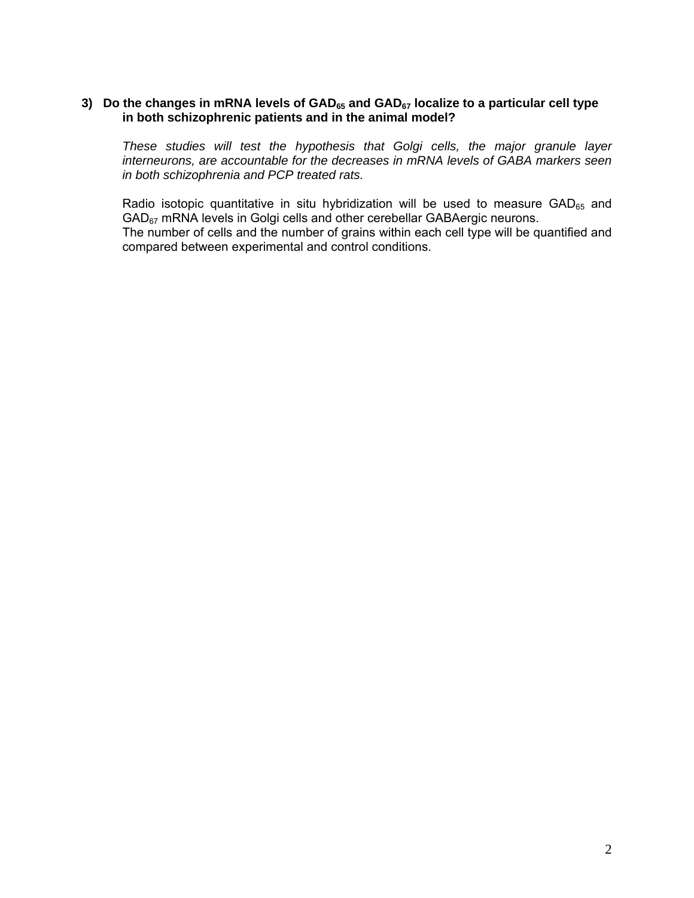**3) Do the changes in mRNA levels of $GAD_{65}$ and $GAD_{67}$ localize to a particular cell type in both schizophrenic patients and in the animal model?**

*These studies will test the hypothesis that Golgi cells, the major granule layer interneurons, are accountable for the decreases in mRNA levels of GABA markers seen in both schizophrenia and PCP treated rats.*

Radio isotopic quantitative in situ hybridization will be used to measure $GAD_{65}$ and $GAD_{67}$ mRNA levels in Golgi cells and other cerebellar GABAergic neurons.
The number of cells and the number of grains within each cell type will be quantified and compared between experimental and control conditions.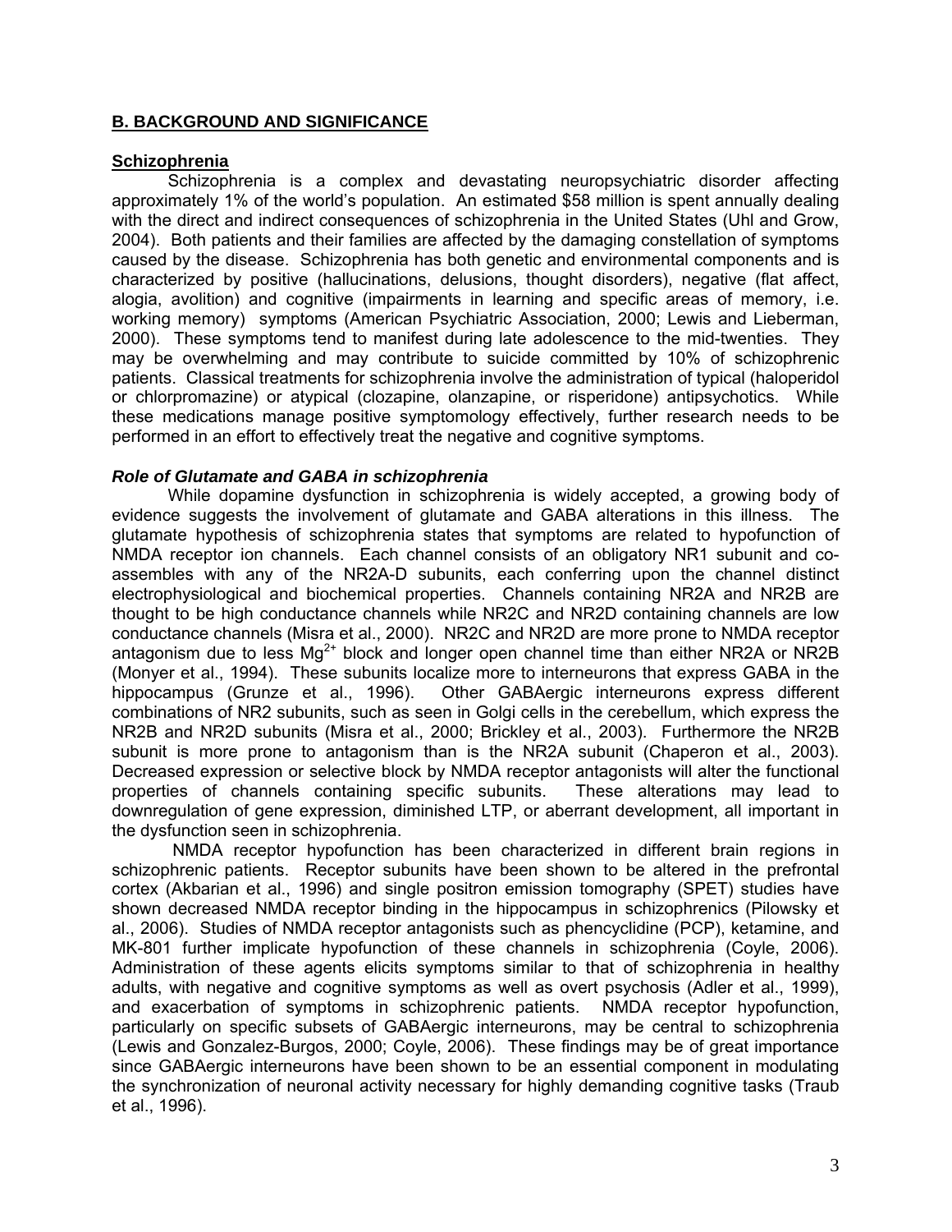## B. BACKGROUND AND SIGNIFICANCE

### Schizophrenia

Schizophrenia is a complex and devastating neuropsychiatric disorder affecting approximately 1% of the world's population. An estimated $58 million is spent annually dealing with the direct and indirect consequences of schizophrenia in the United States (Uhl and Grow, 2004). Both patients and their families are affected by the damaging constellation of symptoms caused by the disease. Schizophrenia has both genetic and environmental components and is characterized by positive (hallucinations, delusions, thought disorders), negative (flat affect, alogia, avolition) and cognitive (impairments in learning and specific areas of memory, i.e. working memory) symptoms (American Psychiatric Association, 2000; Lewis and Lieberman, 2000). These symptoms tend to manifest during late adolescence to the mid-twenties. They may be overwhelming and may contribute to suicide committed by 10% of schizophrenic patients. Classical treatments for schizophrenia involve the administration of typical (haloperidol or chlorpromazine) or atypical (clozapine, olanzapine, or risperidone) antipsychotics. While these medications manage positive symptomology effectively, further research needs to be performed in an effort to effectively treat the negative and cognitive symptoms.

### *Role of Glutamate and GABA in schizophrenia*

While dopamine dysfunction in schizophrenia is widely accepted, a growing body of evidence suggests the involvement of glutamate and GABA alterations in this illness. The glutamate hypothesis of schizophrenia states that symptoms are related to hypofunction of NMDA receptor ion channels. Each channel consists of an obligatory NR1 subunit and co-assembles with any of the NR2A-D subunits, each conferring upon the channel distinct electrophysiological and biochemical properties. Channels containing NR2A and NR2B are thought to be high conductance channels while NR2C and NR2D containing channels are low conductance channels (Misra et al., 2000). NR2C and NR2D are more prone to NMDA receptor antagonism due to less $Mg^{2+}$ block and longer open channel time than either NR2A or NR2B (Monyer et al., 1994). These subunits localize more to interneurons that express GABA in the hippocampus (Grunze et al., 1996). Other GABAergic interneurons express different combinations of NR2 subunits, such as seen in Golgi cells in the cerebellum, which express the NR2B and NR2D subunits (Misra et al., 2000; Brickley et al., 2003). Furthermore the NR2B subunit is more prone to antagonism than is the NR2A subunit (Chaperon et al., 2003). Decreased expression or selective block by NMDA receptor antagonists will alter the functional properties of channels containing specific subunits. These alterations may lead to downregulation of gene expression, diminished LTP, or aberrant development, all important in the dysfunction seen in schizophrenia.

NMDA receptor hypofunction has been characterized in different brain regions in schizophrenic patients. Receptor subunits have been shown to be altered in the prefrontal cortex (Akbarian et al., 1996) and single positron emission tomography (SPET) studies have shown decreased NMDA receptor binding in the hippocampus in schizophrenics (Pilowsky et al., 2006). Studies of NMDA receptor antagonists such as phencyclidine (PCP), ketamine, and MK-801 further implicate hypofunction of these channels in schizophrenia (Coyle, 2006). Administration of these agents elicits symptoms similar to that of schizophrenia in healthy adults, with negative and cognitive symptoms as well as overt psychosis (Adler et al., 1999), and exacerbation of symptoms in schizophrenic patients. NMDA receptor hypofunction, particularly on specific subsets of GABAergic interneurons, may be central to schizophrenia (Lewis and Gonzalez-Burgos, 2000; Coyle, 2006). These findings may be of great importance since GABAergic interneurons have been shown to be an essential component in modulating the synchronization of neuronal activity necessary for highly demanding cognitive tasks (Traub et al., 1996).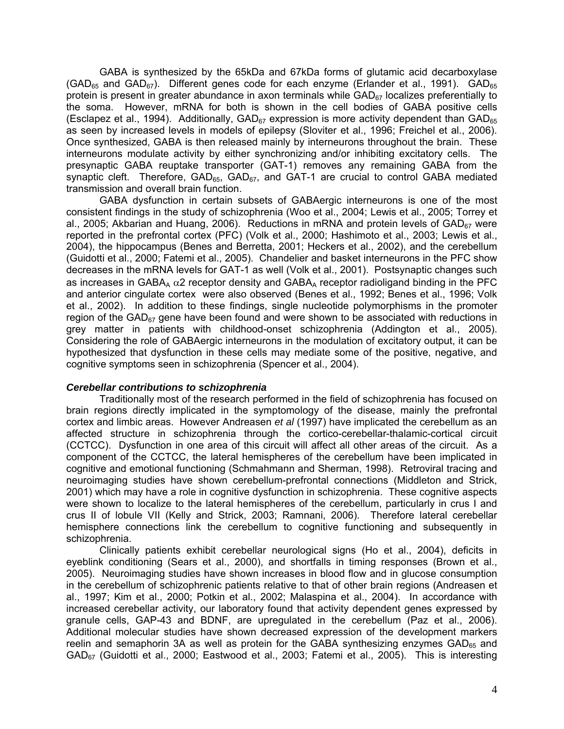GABA is synthesized by the 65kDa and 67kDa forms of glutamic acid decarboxylase ($GAD_{65}$ and $GAD_{67}$). Different genes code for each enzyme (Erlander et al., 1991). $GAD_{65}$ protein is present in greater abundance in axon terminals while $GAD_{67}$ localizes preferentially to the soma. However, mRNA for both is shown in the cell bodies of GABA positive cells (Esclapez et al., 1994). Additionally, $GAD_{67}$ expression is more activity dependent than $GAD_{65}$ as seen by increased levels in models of epilepsy (Sloviter et al., 1996; Freichel et al., 2006). Once synthesized, GABA is then released mainly by interneurons throughout the brain. These interneurons modulate activity by either synchronizing and/or inhibiting excitatory cells. The presynaptic GABA reuptake transporter (GAT-1) removes any remaining GABA from the synaptic cleft. Therefore, $GAD_{65}$, $GAD_{67}$, and GAT-1 are crucial to control GABA mediated transmission and overall brain function.

GABA dysfunction in certain subsets of GABAergic interneurons is one of the most consistent findings in the study of schizophrenia (Woo et al., 2004; Lewis et al., 2005; Torrey et al., 2005; Akbarian and Huang, 2006). Reductions in mRNA and protein levels of $GAD_{67}$ were reported in the prefrontal cortex (PFC) (Volk et al., 2000; Hashimoto et al., 2003; Lewis et al., 2004), the hippocampus (Benes and Berretta, 2001; Heckers et al., 2002), and the cerebellum (Guidotti et al., 2000; Fatemi et al., 2005). Chandelier and basket interneurons in the PFC show decreases in the mRNA levels for GAT-1 as well (Volk et al., 2001). Postsynaptic changes such as increases in $GABA_A$ $\alpha 2$ receptor density and $GABA_A$ receptor radioligand binding in the PFC and anterior cingulate cortex were also observed (Benes et al., 1992; Benes et al., 1996; Volk et al., 2002). In addition to these findings, single nucleotide polymorphisms in the promoter region of the $GAD_{67}$ gene have been found and were shown to be associated with reductions in grey matter in patients with childhood-onset schizophrenia (Addington et al., 2005). Considering the role of GABAergic interneurons in the modulation of excitatory output, it can be hypothesized that dysfunction in these cells may mediate some of the positive, negative, and cognitive symptoms seen in schizophrenia (Spencer et al., 2004).

***Cerebellar contributions to schizophrenia***

Traditionally most of the research performed in the field of schizophrenia has focused on brain regions directly implicated in the symptomology of the disease, mainly the prefrontal cortex and limbic areas. However Andreasen *et al* (1997) have implicated the cerebellum as an affected structure in schizophrenia through the cortico-cerebellar-thalamic-cortical circuit (CCTCC). Dysfunction in one area of this circuit will affect all other areas of the circuit. As a component of the CCTCC, the lateral hemispheres of the cerebellum have been implicated in cognitive and emotional functioning (Schmahmann and Sherman, 1998). Retroviral tracing and neuroimaging studies have shown cerebellum-prefrontal connections (Middleton and Strick, 2001) which may have a role in cognitive dysfunction in schizophrenia. These cognitive aspects were shown to localize to the lateral hemispheres of the cerebellum, particularly in crus I and crus II of lobule VII (Kelly and Strick, 2003; Ramnani, 2006). Therefore lateral cerebellar hemisphere connections link the cerebellum to cognitive functioning and subsequently in schizophrenia.

Clinically patients exhibit cerebellar neurological signs (Ho et al., 2004), deficits in eyeblink conditioning (Sears et al., 2000), and shortfalls in timing responses (Brown et al., 2005). Neuroimaging studies have shown increases in blood flow and in glucose consumption in the cerebellum of schizophrenic patients relative to that of other brain regions (Andreasen et al., 1997; Kim et al., 2000; Potkin et al., 2002; Malaspina et al., 2004). In accordance with increased cerebellar activity, our laboratory found that activity dependent genes expressed by granule cells, GAP-43 and BDNF, are upregulated in the cerebellum (Paz et al., 2006). Additional molecular studies have shown decreased expression of the development markers reelin and semaphorin 3A as well as protein for the GABA synthesizing enzymes $GAD_{65}$ and $GAD_{67}$ (Guidotti et al., 2000; Eastwood et al., 2003; Fatemi et al., 2005). This is interesting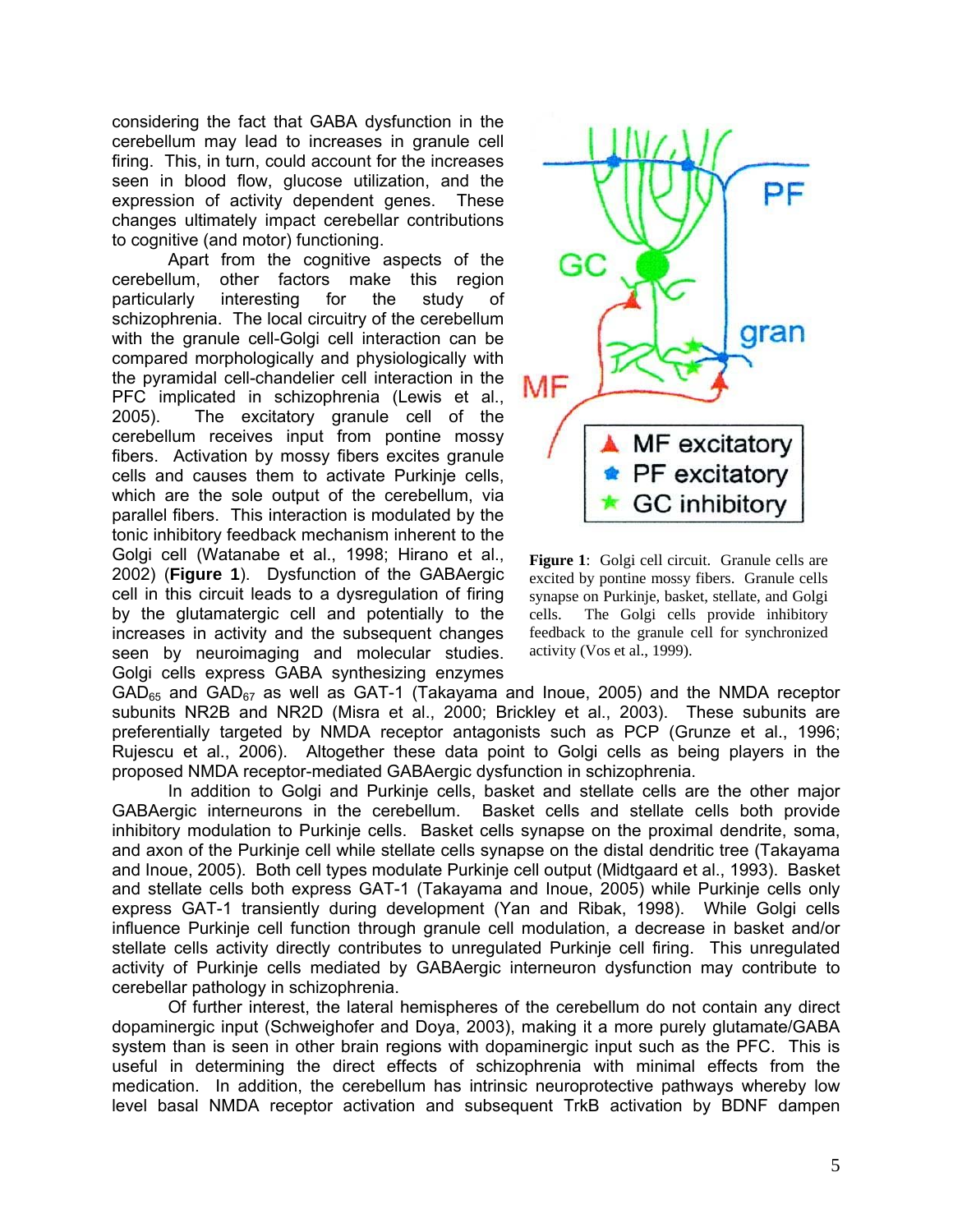considering the fact that GABA dysfunction in the cerebellum may lead to increases in granule cell firing. This, in turn, could account for the increases seen in blood flow, glucose utilization, and the expression of activity dependent genes. These changes ultimately impact cerebellar contributions to cognitive (and motor) functioning.

Apart from the cognitive aspects of the cerebellum, other factors make this region particularly interesting for the study of schizophrenia. The local circuitry of the cerebellum with the granule cell-Golgi cell interaction can be compared morphologically and physiologically with the pyramidal cell-chandelier cell interaction in the PFC implicated in schizophrenia (Lewis et al., 2005). The excitatory granule cell of the cerebellum receives input from pontine mossy fibers. Activation by mossy fibers excites granule cells and causes them to activate Purkinje cells, which are the sole output of the cerebellum, via parallel fibers. This interaction is modulated by the tonic inhibitory feedback mechanism inherent to the Golgi cell (Watanabe et al., 1998; Hirano et al., 2002) (**Figure 1**). Dysfunction of the GABAergic cell in this circuit leads to a dysregulation of firing by the glutamatergic cell and potentially to the increases in activity and the subsequent changes seen by neuroimaging and molecular studies. Golgi cells express GABA synthesizing enzymes $GAD_{65}$ and $GAD_{67}$ as well as GAT-1 (Takayama and Inoue, 2005) and the NMDA receptor subunits NR2B and NR2D (Misra et al., 2000; Brickley et al., 2003). These subunits are preferentially targeted by NMDA receptor antagonists such as PCP (Grunze et al., 1996; Rujescu et al., 2006). Altogether these data point to Golgi cells as being players in the proposed NMDA receptor-mediated GABAergic dysfunction in schizophrenia.

PF

GC

gran

MF

▲ MF excitatory
● PF excitatory
★ GC inhibitory

**Figure 1**: Golgi cell circuit. Granule cells are excited by pontine mossy fibers. Granule cells synapse on Purkinje, basket, stellate, and Golgi cells. The Golgi cells provide inhibitory feedback to the granule cell for synchronized activity (Vos et al., 1999).

In addition to Golgi and Purkinje cells, basket and stellate cells are the other major GABAergic interneurons in the cerebellum. Basket cells and stellate cells both provide inhibitory modulation to Purkinje cells. Basket cells synapse on the proximal dendrite, soma, and axon of the Purkinje cell while stellate cells synapse on the distal dendritic tree (Takayama and Inoue, 2005). Both cell types modulate Purkinje cell output (Midtgaard et al., 1993). Basket and stellate cells both express GAT-1 (Takayama and Inoue, 2005) while Purkinje cells only express GAT-1 transiently during development (Yan and Ribak, 1998). While Golgi cells influence Purkinje cell function through granule cell modulation, a decrease in basket and/or stellate cells activity directly contributes to unregulated Purkinje cell firing. This unregulated activity of Purkinje cells mediated by GABAergic interneuron dysfunction may contribute to cerebellar pathology in schizophrenia.

Of further interest, the lateral hemispheres of the cerebellum do not contain any direct dopaminergic input (Schweighofer and Doya, 2003), making it a more purely glutamate/GABA system than is seen in other brain regions with dopaminergic input such as the PFC. This is useful in determining the direct effects of schizophrenia with minimal effects from the medication. In addition, the cerebellum has intrinsic neuroprotective pathways whereby low level basal NMDA receptor activation and subsequent TrkB activation by BDNF dampen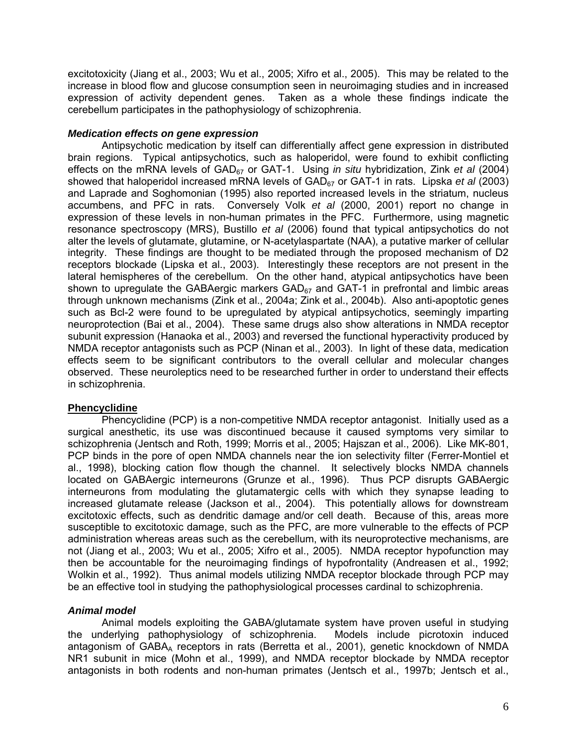excitotoxicity (Jiang et al., 2003; Wu et al., 2005; Xifro et al., 2005). This may be related to the increase in blood flow and glucose consumption seen in neuroimaging studies and in increased expression of activity dependent genes. Taken as a whole these findings indicate the cerebellum participates in the pathophysiology of schizophrenia.

### *Medication effects on gene expression*

Antipsychotic medication by itself can differentially affect gene expression in distributed brain regions. Typical antipsychotics, such as haloperidol, were found to exhibit conflicting effects on the mRNA levels of $GAD_{67}$ or GAT-1. Using *in situ* hybridization, Zink *et al* (2004) showed that haloperidol increased mRNA levels of $GAD_{67}$ or GAT-1 in rats. Lipska *et al* (2003) and Laprade and Soghomonian (1995) also reported increased levels in the striatum, nucleus accumbens, and PFC in rats. Conversely Volk *et al* (2000, 2001) report no change in expression of these levels in non-human primates in the PFC. Furthermore, using magnetic resonance spectroscopy (MRS), Bustillo *et al* (2006) found that typical antipsychotics do not alter the levels of glutamate, glutamine, or N-acetylaspartate (NAA), a putative marker of cellular integrity. These findings are thought to be mediated through the proposed mechanism of D2 receptors blockade (Lipska et al., 2003). Interestingly these receptors are not present in the lateral hemispheres of the cerebellum. On the other hand, atypical antipsychotics have been shown to upregulate the GABAergic markers $GAD_{67}$ and GAT-1 in prefrontal and limbic areas through unknown mechanisms (Zink et al., 2004a; Zink et al., 2004b). Also anti-apoptotic genes such as Bcl-2 were found to be upregulated by atypical antipsychotics, seemingly imparting neuroprotection (Bai et al., 2004). These same drugs also show alterations in NMDA receptor subunit expression (Hanaoka et al., 2003) and reversed the functional hyperactivity produced by NMDA receptor antagonists such as PCP (Ninan et al., 2003). In light of these data, medication effects seem to be significant contributors to the overall cellular and molecular changes observed. These neuroleptics need to be researched further in order to understand their effects in schizophrenia.

## Phencyclidine

Phencyclidine (PCP) is a non-competitive NMDA receptor antagonist. Initially used as a surgical anesthetic, its use was discontinued because it caused symptoms very similar to schizophrenia (Jentsch and Roth, 1999; Morris et al., 2005; Hajszan et al., 2006). Like MK-801, PCP binds in the pore of open NMDA channels near the ion selectivity filter (Ferrer-Montiel et al., 1998), blocking cation flow though the channel. It selectively blocks NMDA channels located on GABAergic interneurons (Grunze et al., 1996). Thus PCP disrupts GABAergic interneurons from modulating the glutamatergic cells with which they synapse leading to increased glutamate release (Jackson et al., 2004). This potentially allows for downstream excitotoxic effects, such as dendritic damage and/or cell death. Because of this, areas more susceptible to excitotoxic damage, such as the PFC, are more vulnerable to the effects of PCP administration whereas areas such as the cerebellum, with its neuroprotective mechanisms, are not (Jiang et al., 2003; Wu et al., 2005; Xifro et al., 2005). NMDA receptor hypofunction may then be accountable for the neuroimaging findings of hypofrontality (Andreasen et al., 1992; Wolkin et al., 1992). Thus animal models utilizing NMDA receptor blockade through PCP may be an effective tool in studying the pathophysiological processes cardinal to schizophrenia.

### *Animal model*

Animal models exploiting the GABA/glutamate system have proven useful in studying the underlying pathophysiology of schizophrenia. Models include picrotoxin induced antagonism of $GABA_A$ receptors in rats (Berretta et al., 2001), genetic knockdown of NMDA NR1 subunit in mice (Mohn et al., 1999), and NMDA receptor blockade by NMDA receptor antagonists in both rodents and non-human primates (Jentsch et al., 1997b; Jentsch et al.,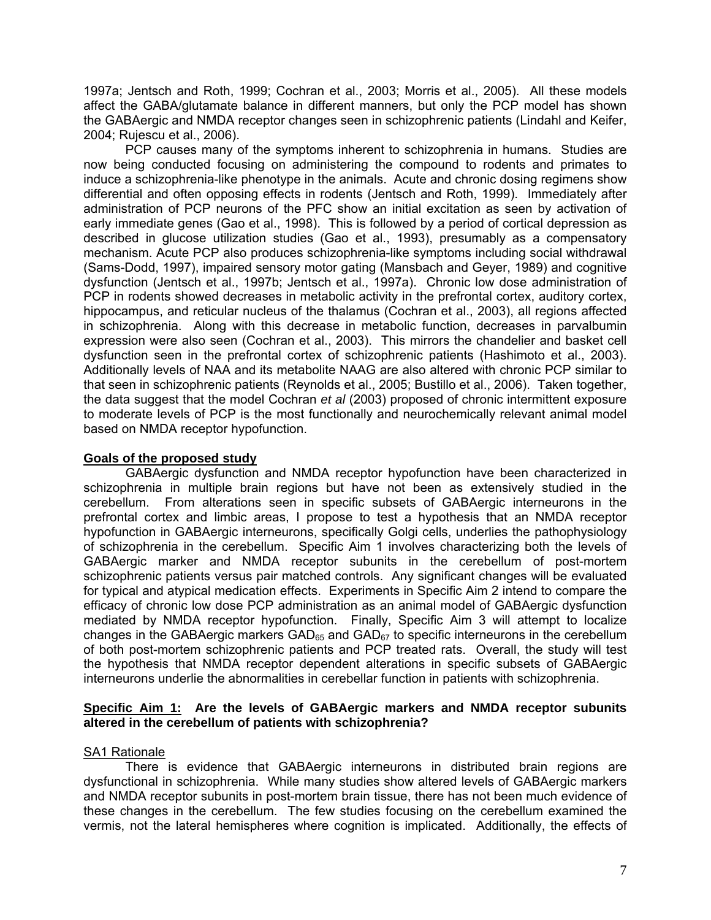1997a; Jentsch and Roth, 1999; Cochran et al., 2003; Morris et al., 2005). All these models affect the GABA/glutamate balance in different manners, but only the PCP model has shown the GABAergic and NMDA receptor changes seen in schizophrenic patients (Lindahl and Keifer, 2004; Rujescu et al., 2006).

PCP causes many of the symptoms inherent to schizophrenia in humans. Studies are now being conducted focusing on administering the compound to rodents and primates to induce a schizophrenia-like phenotype in the animals. Acute and chronic dosing regimens show differential and often opposing effects in rodents (Jentsch and Roth, 1999). Immediately after administration of PCP neurons of the PFC show an initial excitation as seen by activation of early immediate genes (Gao et al., 1998). This is followed by a period of cortical depression as described in glucose utilization studies (Gao et al., 1993), presumably as a compensatory mechanism. Acute PCP also produces schizophrenia-like symptoms including social withdrawal (Sams-Dodd, 1997), impaired sensory motor gating (Mansbach and Geyer, 1989) and cognitive dysfunction (Jentsch et al., 1997b; Jentsch et al., 1997a). Chronic low dose administration of PCP in rodents showed decreases in metabolic activity in the prefrontal cortex, auditory cortex, hippocampus, and reticular nucleus of the thalamus (Cochran et al., 2003), all regions affected in schizophrenia. Along with this decrease in metabolic function, decreases in parvalbumin expression were also seen (Cochran et al., 2003). This mirrors the chandelier and basket cell dysfunction seen in the prefrontal cortex of schizophrenic patients (Hashimoto et al., 2003). Additionally levels of NAA and its metabolite NAAG are also altered with chronic PCP similar to that seen in schizophrenic patients (Reynolds et al., 2005; Bustillo et al., 2006). Taken together, the data suggest that the model Cochran *et al* (2003) proposed of chronic intermittent exposure to moderate levels of PCP is the most functionally and neurochemically relevant animal model based on NMDA receptor hypofunction.

## Goals of the proposed study

GABAergic dysfunction and NMDA receptor hypofunction have been characterized in schizophrenia in multiple brain regions but have not been as extensively studied in the cerebellum. From alterations seen in specific subsets of GABAergic interneurons in the prefrontal cortex and limbic areas, I propose to test a hypothesis that an NMDA receptor hypofunction in GABAergic interneurons, specifically Golgi cells, underlies the pathophysiology of schizophrenia in the cerebellum. Specific Aim 1 involves characterizing both the levels of GABAergic marker and NMDA receptor subunits in the cerebellum of post-mortem schizophrenic patients versus pair matched controls. Any significant changes will be evaluated for typical and atypical medication effects. Experiments in Specific Aim 2 intend to compare the efficacy of chronic low dose PCP administration as an animal model of GABAergic dysfunction mediated by NMDA receptor hypofunction. Finally, Specific Aim 3 will attempt to localize changes in the GABAergic markers $GAD_{65}$ and $GAD_{67}$ to specific interneurons in the cerebellum of both post-mortem schizophrenic patients and PCP treated rats. Overall, the study will test the hypothesis that NMDA receptor dependent alterations in specific subsets of GABAergic interneurons underlie the abnormalities in cerebellar function in patients with schizophrenia.

## Specific Aim 1: Are the levels of GABAergic markers and NMDA receptor subunits altered in the cerebellum of patients with schizophrenia?

### SA1 Rationale

There is evidence that GABAergic interneurons in distributed brain regions are dysfunctional in schizophrenia. While many studies show altered levels of GABAergic markers and NMDA receptor subunits in post-mortem brain tissue, there has not been much evidence of these changes in the cerebellum. The few studies focusing on the cerebellum examined the vermis, not the lateral hemispheres where cognition is implicated. Additionally, the effects of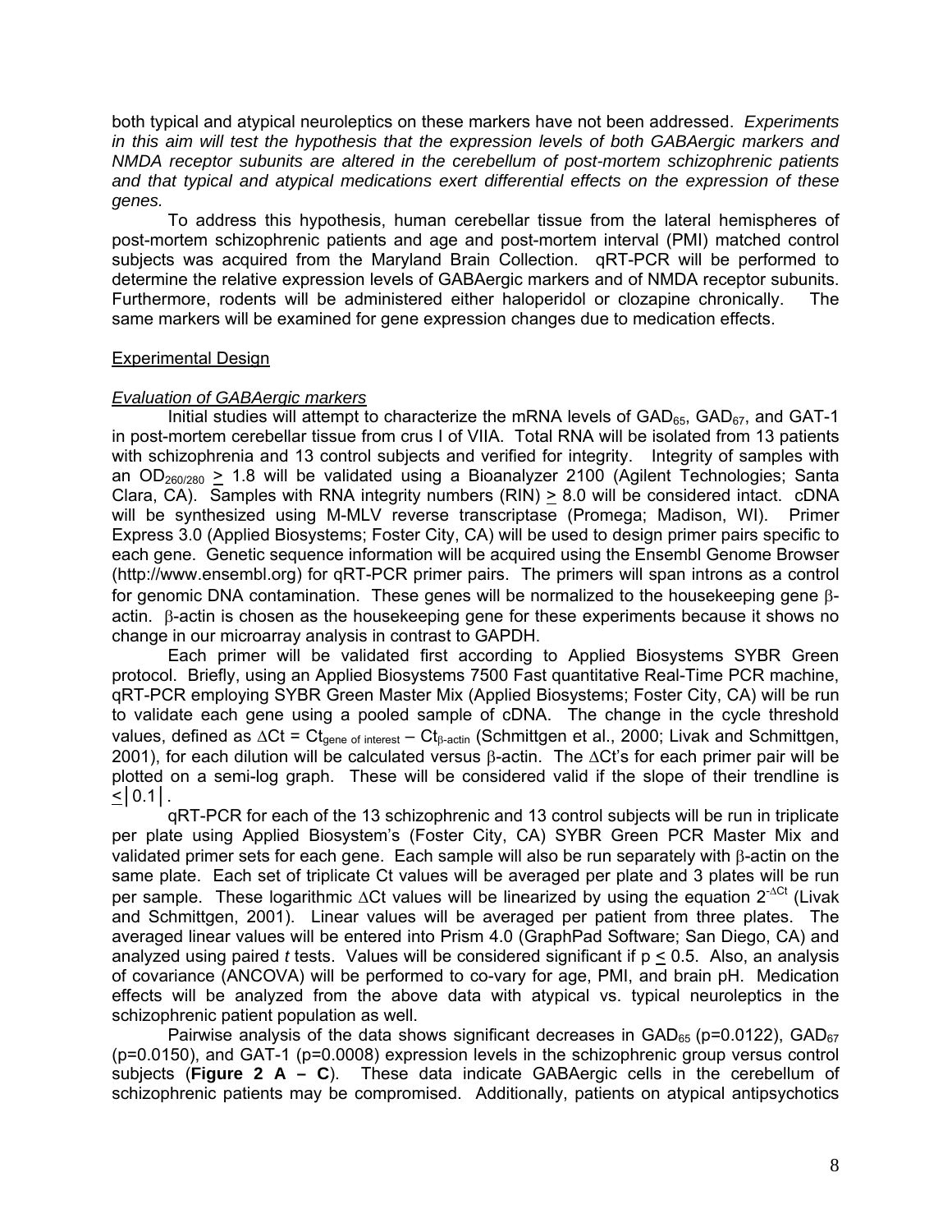both typical and atypical neuroleptics on these markers have not been addressed. *Experiments in this aim will test the hypothesis that the expression levels of both GABAergic markers and NMDA receptor subunits are altered in the cerebellum of post-mortem schizophrenic patients and that typical and atypical medications exert differential effects on the expression of these genes.*

To address this hypothesis, human cerebellar tissue from the lateral hemispheres of post-mortem schizophrenic patients and age and post-mortem interval (PMI) matched control subjects was acquired from the Maryland Brain Collection. qRT-PCR will be performed to determine the relative expression levels of GABAergic markers and of NMDA receptor subunits. Furthermore, rodents will be administered either haloperidol or clozapine chronically. The same markers will be examined for gene expression changes due to medication effects.

## Experimental Design

### *Evaluation of GABAergic markers*

Initial studies will attempt to characterize the mRNA levels of $GAD_{65}$, $GAD_{67}$, and GAT-1 in post-mortem cerebellar tissue from crus I of VIIA. Total RNA will be isolated from 13 patients with schizophrenia and 13 control subjects and verified for integrity. Integrity of samples with an $OD_{260/280} \geq 1.8$ will be validated using a Bioanalyzer 2100 (Agilent Technologies; Santa Clara, CA). Samples with RNA integrity numbers (RIN) $\geq$ 8.0 will be considered intact. cDNA will be synthesized using M-MLV reverse transcriptase (Promega; Madison, WI). Primer Express 3.0 (Applied Biosystems; Foster City, CA) will be used to design primer pairs specific to each gene. Genetic sequence information will be acquired using the Ensembl Genome Browser (http://www.ensembl.org) for qRT-PCR primer pairs. The primers will span introns as a control for genomic DNA contamination. These genes will be normalized to the housekeeping gene β-actin. β-actin is chosen as the housekeeping gene for these experiments because it shows no change in our microarray analysis in contrast to GAPDH.

Each primer will be validated first according to Applied Biosystems SYBR Green protocol. Briefly, using an Applied Biosystems 7500 Fast quantitative Real-Time PCR machine, qRT-PCR employing SYBR Green Master Mix (Applied Biosystems; Foster City, CA) will be run to validate each gene using a pooled sample of cDNA. The change in the cycle threshold values, defined as $\Delta Ct = Ct_{\text{gene of interest}} - Ct_{\beta\text{-actin}}$ (Schmittgen et al., 2000; Livak and Schmittgen, 2001), for each dilution will be calculated versus β-actin. The ΔCt's for each primer pair will be plotted on a semi-log graph. These will be considered valid if the slope of their trendline is $\leq |0.1|$.

qRT-PCR for each of the 13 schizophrenic and 13 control subjects will be run in triplicate per plate using Applied Biosystem's (Foster City, CA) SYBR Green PCR Master Mix and validated primer sets for each gene. Each sample will also be run separately with β-actin on the same plate. Each set of triplicate Ct values will be averaged per plate and 3 plates will be run per sample. These logarithmic ΔCt values will be linearized by using the equation $2^{-\Delta Ct}$ (Livak and Schmittgen, 2001). Linear values will be averaged per patient from three plates. The averaged linear values will be entered into Prism 4.0 (GraphPad Software; San Diego, CA) and analyzed using paired *t* tests. Values will be considered significant if $p \leq 0.5$. Also, an analysis of covariance (ANCOVA) will be performed to co-vary for age, PMI, and brain pH. Medication effects will be analyzed from the above data with atypical vs. typical neuroleptics in the schizophrenic patient population as well.

Pairwise analysis of the data shows significant decreases in $GAD_{65}$ ($p=0.0122$), $GAD_{67}$ ($p=0.0150$), and GAT-1 ($p=0.0008$) expression levels in the schizophrenic group versus control subjects (**Figure 2 A – C**). These data indicate GABAergic cells in the cerebellum of schizophrenic patients may be compromised. Additionally, patients on atypical antipsychotics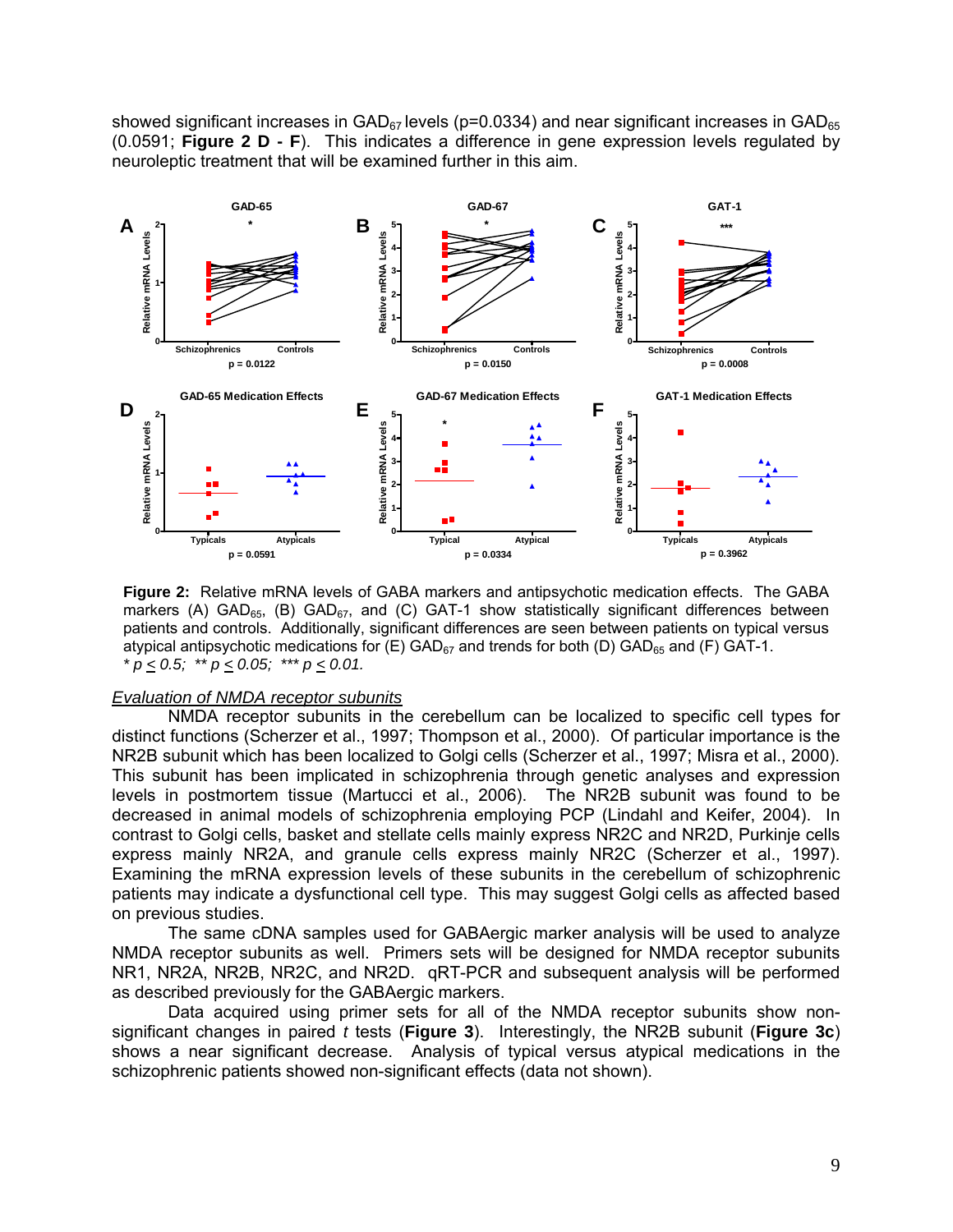showed significant increases in $GAD_{67}$ levels (p=0.0334) and near significant increases in $GAD_{65}$ (0.0591; **Figure 2 D - F**). This indicates a difference in gene expression levels regulated by neuroleptic treatment that will be examined further in this aim.

**Figure 2:** Relative mRNA levels of GABA markers and antipsychotic medication effects. The GABA markers (A) $GAD_{65}$, (B) $GAD_{67}$, and (C) GAT-1 show statistically significant differences between patients and controls. Additionally, significant differences are seen between patients on typical versus atypical antipsychotic medications for (E) $GAD_{67}$ and trends for both (D) $GAD_{65}$ and (F) GAT-1.
*\* $p \leq 0.5$; \*\* $p \leq 0.05$; \*\*\* $p \leq 0.01$.*

## *Evaluation of NMDA receptor subunits*

NMDA receptor subunits in the cerebellum can be localized to specific cell types for distinct functions (Scherzer et al., 1997; Thompson et al., 2000). Of particular importance is the NR2B subunit which has been localized to Golgi cells (Scherzer et al., 1997; Misra et al., 2000). This subunit has been implicated in schizophrenia through genetic analyses and expression levels in postmortem tissue (Martucci et al., 2006). The NR2B subunit was found to be decreased in animal models of schizophrenia employing PCP (Lindahl and Keifer, 2004). In contrast to Golgi cells, basket and stellate cells mainly express NR2C and NR2D, Purkinje cells express mainly NR2A, and granule cells express mainly NR2C (Scherzer et al., 1997). Examining the mRNA expression levels of these subunits in the cerebellum of schizophrenic patients may indicate a dysfunctional cell type. This may suggest Golgi cells as affected based on previous studies.

The same cDNA samples used for GABAergic marker analysis will be used to analyze NMDA receptor subunits as well. Primers sets will be designed for NMDA receptor subunits NR1, NR2A, NR2B, NR2C, and NR2D. qRT-PCR and subsequent analysis will be performed as described previously for the GABAergic markers.

Data acquired using primer sets for all of the NMDA receptor subunits show non-significant changes in paired *t* tests (**Figure 3**). Interestingly, the NR2B subunit (**Figure 3c**) shows a near significant decrease. Analysis of typical versus atypical medications in the schizophrenic patients showed non-significant effects (data not shown).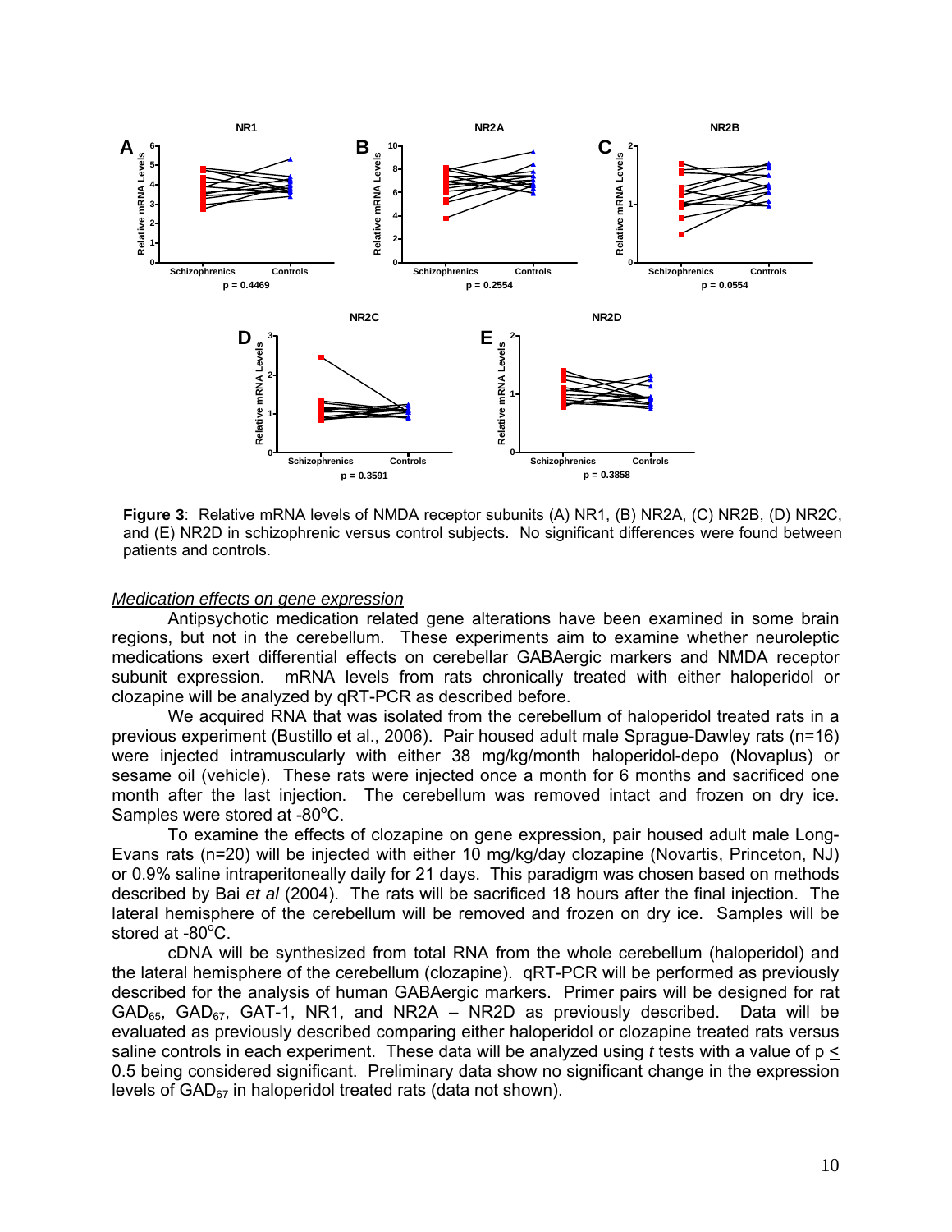**Figure 3**: Relative mRNA levels of NMDA receptor subunits (A) NR1, (B) NR2A, (C) NR2B, (D) NR2C, and (E) NR2D in schizophrenic versus control subjects. No significant differences were found between patients and controls.

*Medication effects on gene expression*

Antipsychotic medication related gene alterations have been examined in some brain regions, but not in the cerebellum. These experiments aim to examine whether neuroleptic medications exert differential effects on cerebellar GABAergic markers and NMDA receptor subunit expression. mRNA levels from rats chronically treated with either haloperidol or clozapine will be analyzed by qRT-PCR as described before.

We acquired RNA that was isolated from the cerebellum of haloperidol treated rats in a previous experiment (Bustillo et al., 2006). Pair housed adult male Sprague-Dawley rats (n=16) were injected intramuscularly with either 38 mg/kg/month haloperidol-depo (Novaplus) or sesame oil (vehicle). These rats were injected once a month for 6 months and sacrificed one month after the last injection. The cerebellum was removed intact and frozen on dry ice. Samples were stored at -80$^{o}$C.

To examine the effects of clozapine on gene expression, pair housed adult male Long-Evans rats (n=20) will be injected with either 10 mg/kg/day clozapine (Novartis, Princeton, NJ) or 0.9% saline intraperitoneally daily for 21 days. This paradigm was chosen based on methods described by Bai *et al* (2004). The rats will be sacrificed 18 hours after the final injection. The lateral hemisphere of the cerebellum will be removed and frozen on dry ice. Samples will be stored at -80$^{o}$C.

cDNA will be synthesized from total RNA from the whole cerebellum (haloperidol) and the lateral hemisphere of the cerebellum (clozapine). qRT-PCR will be performed as previously described for the analysis of human GABAergic markers. Primer pairs will be designed for rat $GAD_{65}$, $GAD_{67}$, GAT-1, NR1, and NR2A – NR2D as previously described. Data will be evaluated as previously described comparing either haloperidol or clozapine treated rats versus saline controls in each experiment. These data will be analyzed using *t* tests with a value of $p \leq 0.5$ being considered significant. Preliminary data show no significant change in the expression levels of $GAD_{67}$ in haloperidol treated rats (data not shown).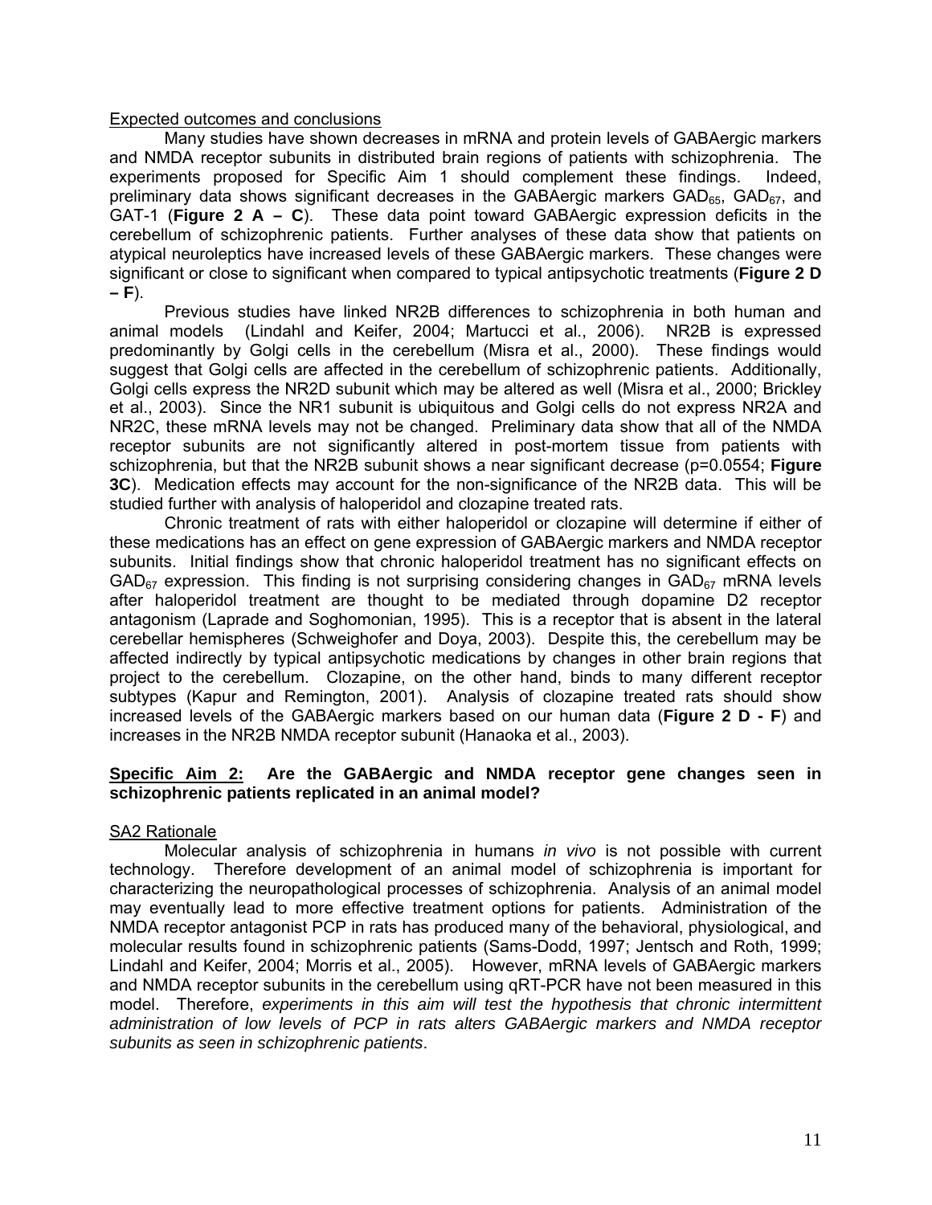Expected outcomes and conclusions

Many studies have shown decreases in mRNA and protein levels of GABAergic markers and NMDA receptor subunits in distributed brain regions of patients with schizophrenia. The experiments proposed for Specific Aim 1 should complement these findings. Indeed, preliminary data shows significant decreases in the GABAergic markers $GAD_{65}$, $GAD_{67}$, and GAT-1 (**Figure 2 A – C**). These data point toward GABAergic expression deficits in the cerebellum of schizophrenic patients. Further analyses of these data show that patients on atypical neuroleptics have increased levels of these GABAergic markers. These changes were significant or close to significant when compared to typical antipsychotic treatments (**Figure 2 D – F**).

Previous studies have linked NR2B differences to schizophrenia in both human and animal models (Lindahl and Keifer, 2004; Martucci et al., 2006). NR2B is expressed predominantly by Golgi cells in the cerebellum (Misra et al., 2000). These findings would suggest that Golgi cells are affected in the cerebellum of schizophrenic patients. Additionally, Golgi cells express the NR2D subunit which may be altered as well (Misra et al., 2000; Brickley et al., 2003). Since the NR1 subunit is ubiquitous and Golgi cells do not express NR2A and NR2C, these mRNA levels may not be changed. Preliminary data show that all of the NMDA receptor subunits are not significantly altered in post-mortem tissue from patients with schizophrenia, but that the NR2B subunit shows a near significant decrease ($p=0.0554$; **Figure 3C**). Medication effects may account for the non-significance of the NR2B data. This will be studied further with analysis of haloperidol and clozapine treated rats.

Chronic treatment of rats with either haloperidol or clozapine will determine if either of these medications has an effect on gene expression of GABAergic markers and NMDA receptor subunits. Initial findings show that chronic haloperidol treatment has no significant effects on $GAD_{67}$ expression. This finding is not surprising considering changes in $GAD_{67}$ mRNA levels after haloperidol treatment are thought to be mediated through dopamine D2 receptor antagonism (Laprade and Soghomonian, 1995). This is a receptor that is absent in the lateral cerebellar hemispheres (Schweighofer and Doya, 2003). Despite this, the cerebellum may be affected indirectly by typical antipsychotic medications by changes in other brain regions that project to the cerebellum. Clozapine, on the other hand, binds to many different receptor subtypes (Kapur and Remington, 2001). Analysis of clozapine treated rats should show increased levels of the GABAergic markers based on our human data (**Figure 2 D - F**) and increases in the NR2B NMDA receptor subunit (Hanaoka et al., 2003).

**Specific Aim 2: Are the GABAergic and NMDA receptor gene changes seen in schizophrenic patients replicated in an animal model?**

SA2 Rationale

Molecular analysis of schizophrenia in humans *in vivo* is not possible with current technology. Therefore development of an animal model of schizophrenia is important for characterizing the neuropathological processes of schizophrenia. Analysis of an animal model may eventually lead to more effective treatment options for patients. Administration of the NMDA receptor antagonist PCP in rats has produced many of the behavioral, physiological, and molecular results found in schizophrenic patients (Sams-Dodd, 1997; Jentsch and Roth, 1999; Lindahl and Keifer, 2004; Morris et al., 2005). However, mRNA levels of GABAergic markers and NMDA receptor subunits in the cerebellum using qRT-PCR have not been measured in this model. Therefore, *experiments in this aim will test the hypothesis that chronic intermittent administration of low levels of PCP in rats alters GABAergic markers and NMDA receptor subunits as seen in schizophrenic patients*.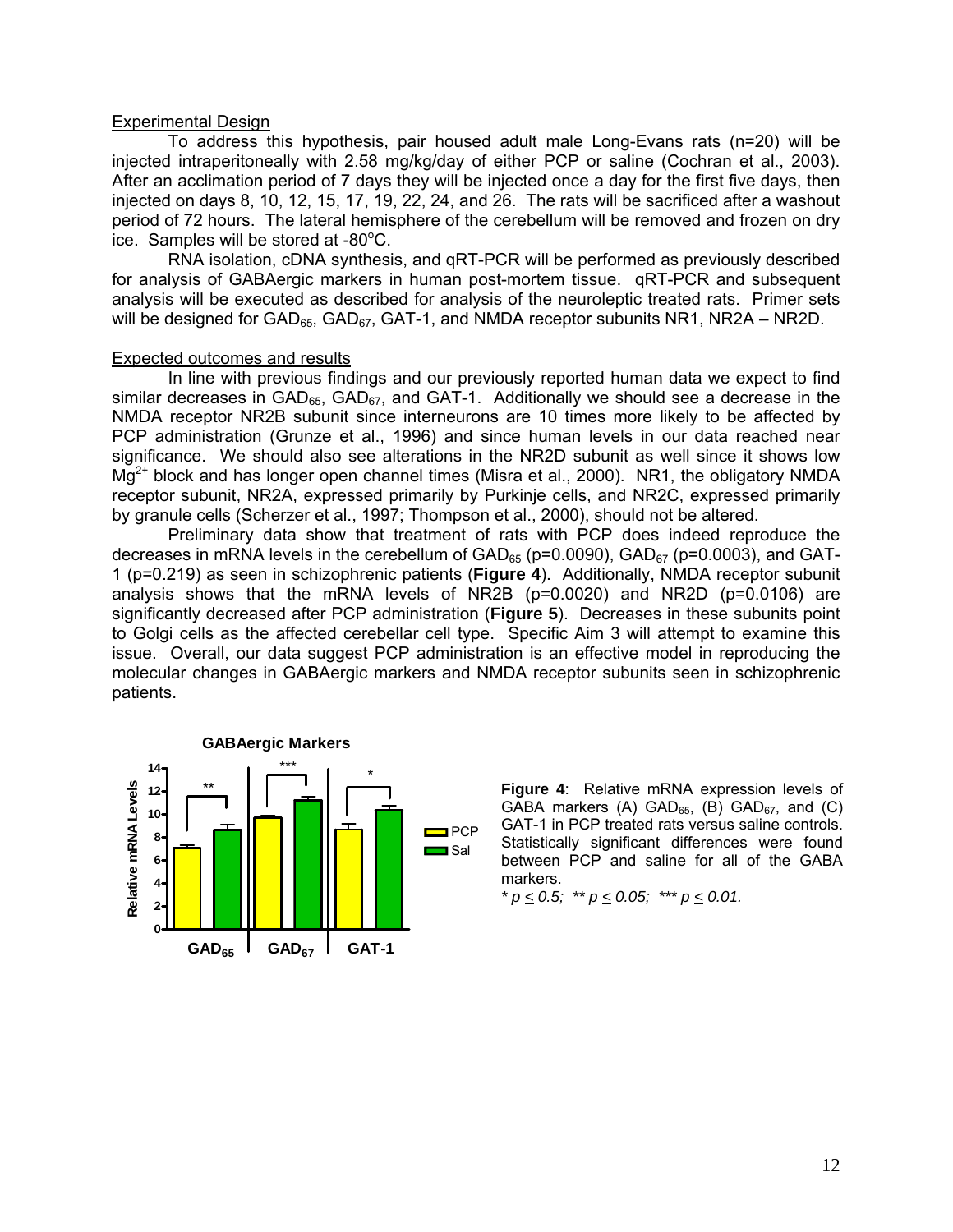## Experimental Design

To address this hypothesis, pair housed adult male Long-Evans rats (n=20) will be injected intraperitoneally with 2.58 mg/kg/day of either PCP or saline (Cochran et al., 2003). After an acclimation period of 7 days they will be injected once a day for the first five days, then injected on days 8, 10, 12, 15, 17, 19, 22, 24, and 26. The rats will be sacrificed after a washout period of 72 hours. The lateral hemisphere of the cerebellum will be removed and frozen on dry ice. Samples will be stored at -80°C.

RNA isolation, cDNA synthesis, and qRT-PCR will be performed as previously described for analysis of GABAergic markers in human post-mortem tissue. qRT-PCR and subsequent analysis will be executed as described for analysis of the neuroleptic treated rats. Primer sets will be designed for $GAD_{65}$, $GAD_{67}$, GAT-1, and NMDA receptor subunits NR1, NR2A – NR2D.

## Expected outcomes and results

In line with previous findings and our previously reported human data we expect to find similar decreases in $GAD_{65}$, $GAD_{67}$, and GAT-1. Additionally we should see a decrease in the NMDA receptor NR2B subunit since interneurons are 10 times more likely to be affected by PCP administration (Grunze et al., 1996) and since human levels in our data reached near significance. We should also see alterations in the NR2D subunit as well since it shows low $Mg^{2+}$ block and has longer open channel times (Misra et al., 2000). NR1, the obligatory NMDA receptor subunit, NR2A, expressed primarily by Purkinje cells, and NR2C, expressed primarily by granule cells (Scherzer et al., 1997; Thompson et al., 2000), should not be altered.

Preliminary data show that treatment of rats with PCP does indeed reproduce the decreases in mRNA levels in the cerebellum of $GAD_{65}$ (p=0.0090), $GAD_{67}$ (p=0.0003), and GAT-1 (p=0.219) as seen in schizophrenic patients (**Figure 4**). Additionally, NMDA receptor subunit analysis shows that the mRNA levels of NR2B (p=0.0020) and NR2D (p=0.0106) are significantly decreased after PCP administration (**Figure 5**). Decreases in these subunits point to Golgi cells as the affected cerebellar cell type. Specific Aim 3 will attempt to examine this issue. Overall, our data suggest PCP administration is an effective model in reproducing the molecular changes in GABAergic markers and NMDA receptor subunits seen in schizophrenic patients.

**Figure 4**: Relative mRNA expression levels of GABA markers (A) $GAD_{65}$, (B) $GAD_{67}$, and (C) GAT-1 in PCP treated rats versus saline controls. Statistically significant differences were found between PCP and saline for all of the GABA markers.
*\* $p \leq 0.5$; \*\* $p \leq 0.05$; \*\*\* $p \leq 0.01$.*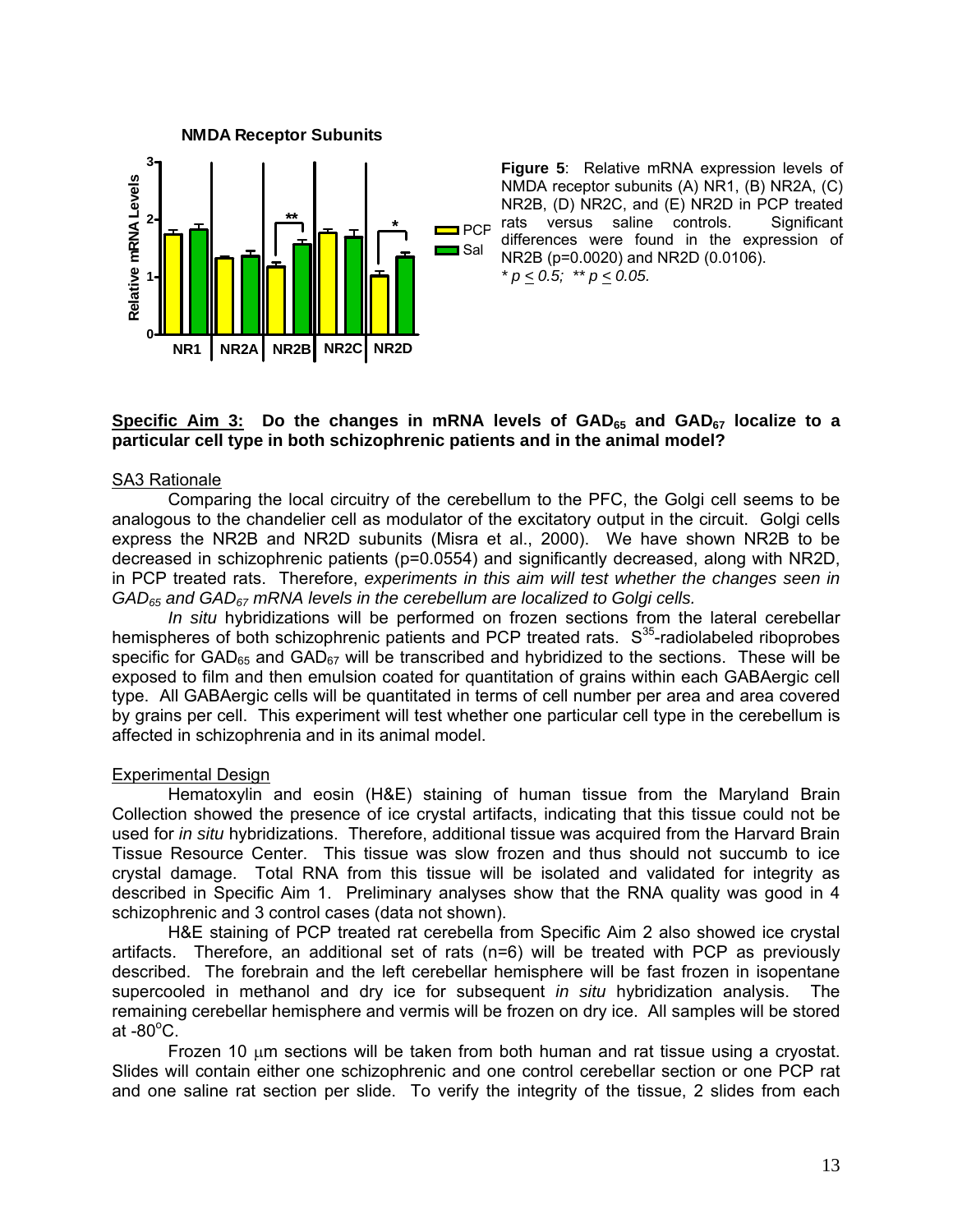**Figure 5**: Relative mRNA expression levels of NMDA receptor subunits (A) NR1, (B) NR2A, (C) NR2B, (D) NR2C, and (E) NR2D in PCP treated rats versus saline controls. Significant differences were found in the expression of NR2B (p=0.0020) and NR2D (0.0106).
*\* $p \leq 0.5$; \*\* $p \leq 0.05$.*

**Specific Aim 3: Do the changes in mRNA levels of $GAD_{65}$ and $GAD_{67}$ localize to a particular cell type in both schizophrenic patients and in the animal model?**

SA3 Rationale

Comparing the local circuitry of the cerebellum to the PFC, the Golgi cell seems to be analogous to the chandelier cell as modulator of the excitatory output in the circuit. Golgi cells express the NR2B and NR2D subunits (Misra et al., 2000). We have shown NR2B to be decreased in schizophrenic patients (p=0.0554) and significantly decreased, along with NR2D, in PCP treated rats. Therefore, *experiments in this aim will test whether the changes seen in $GAD_{65}$ and $GAD_{67}$ mRNA levels in the cerebellum are localized to Golgi cells.*

*In situ* hybridizations will be performed on frozen sections from the lateral cerebellar hemispheres of both schizophrenic patients and PCP treated rats. $S^{35}$-radiolabeled riboprobes specific for $GAD_{65}$ and $GAD_{67}$ will be transcribed and hybridized to the sections. These will be exposed to film and then emulsion coated for quantitation of grains within each GABAergic cell type. All GABAergic cells will be quantitated in terms of cell number per area and area covered by grains per cell. This experiment will test whether one particular cell type in the cerebellum is affected in schizophrenia and in its animal model.

Experimental Design

Hematoxylin and eosin (H&E) staining of human tissue from the Maryland Brain Collection showed the presence of ice crystal artifacts, indicating that this tissue could not be used for *in situ* hybridizations. Therefore, additional tissue was acquired from the Harvard Brain Tissue Resource Center. This tissue was slow frozen and thus should not succumb to ice crystal damage. Total RNA from this tissue will be isolated and validated for integrity as described in Specific Aim 1. Preliminary analyses show that the RNA quality was good in 4 schizophrenic and 3 control cases (data not shown).

H&E staining of PCP treated rat cerebella from Specific Aim 2 also showed ice crystal artifacts. Therefore, an additional set of rats (n=6) will be treated with PCP as previously described. The forebrain and the left cerebellar hemisphere will be fast frozen in isopentane supercooled in methanol and dry ice for subsequent *in situ* hybridization analysis. The remaining cerebellar hemisphere and vermis will be frozen on dry ice. All samples will be stored at -80°C.

Frozen 10 μm sections will be taken from both human and rat tissue using a cryostat. Slides will contain either one schizophrenic and one control cerebellar section or one PCP rat and one saline rat section per slide. To verify the integrity of the tissue, 2 slides from each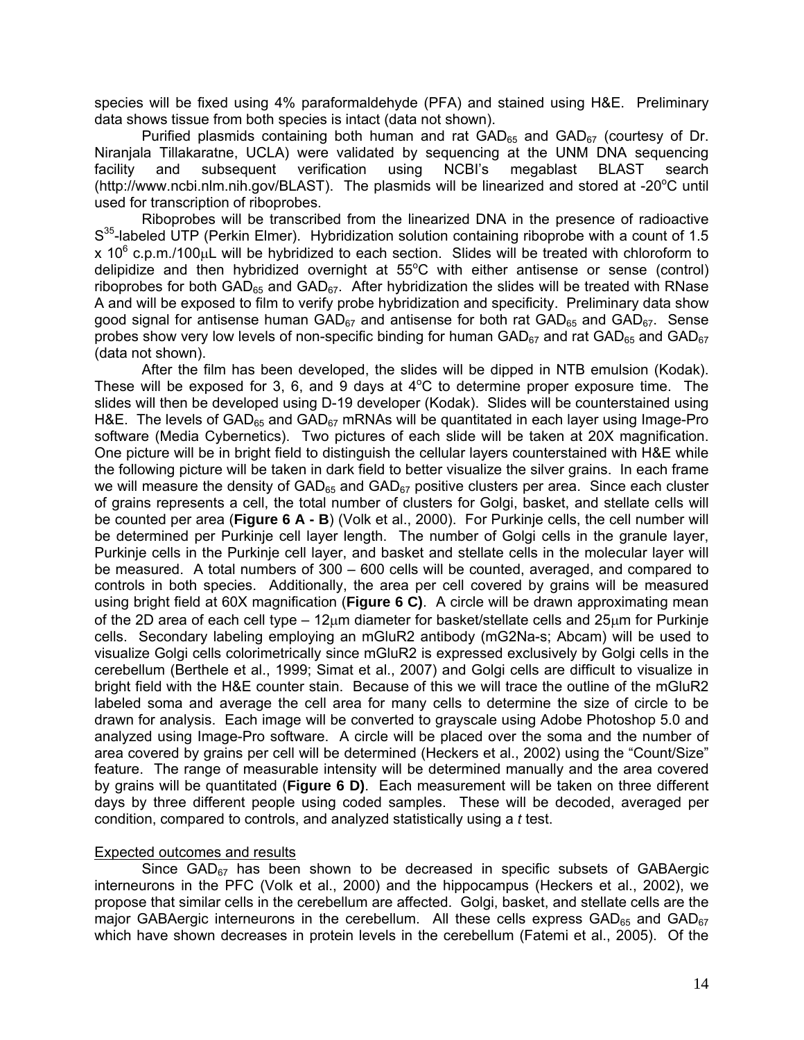species will be fixed using 4% paraformaldehyde (PFA) and stained using H&E. Preliminary data shows tissue from both species is intact (data not shown).

Purified plasmids containing both human and rat $GAD_{65}$ and $GAD_{67}$ (courtesy of Dr. Niranjala Tillakaratne, UCLA) were validated by sequencing at the UNM DNA sequencing facility and subsequent verification using NCBI's megablast BLAST search (http://www.ncbi.nlm.nih.gov/BLAST). The plasmids will be linearized and stored at -20°C until used for transcription of riboprobes.

Riboprobes will be transcribed from the linearized DNA in the presence of radioactive $S^{35}$-labeled UTP (Perkin Elmer). Hybridization solution containing riboprobe with a count of 1.5 x $10^6$ c.p.m./100μL will be hybridized to each section. Slides will be treated with chloroform to delipidize and then hybridized overnight at 55°C with either antisense or sense (control) riboprobes for both $GAD_{65}$ and $GAD_{67}$. After hybridization the slides will be treated with RNase A and will be exposed to film to verify probe hybridization and specificity. Preliminary data show good signal for antisense human $GAD_{67}$ and antisense for both rat $GAD_{65}$ and $GAD_{67}$. Sense probes show very low levels of non-specific binding for human $GAD_{67}$ and rat $GAD_{65}$ and $GAD_{67}$ (data not shown).

After the film has been developed, the slides will be dipped in NTB emulsion (Kodak). These will be exposed for 3, 6, and 9 days at 4°C to determine proper exposure time. The slides will then be developed using D-19 developer (Kodak). Slides will be counterstained using H&E. The levels of $GAD_{65}$ and $GAD_{67}$ mRNAs will be quantitated in each layer using Image-Pro software (Media Cybernetics). Two pictures of each slide will be taken at 20X magnification. One picture will be in bright field to distinguish the cellular layers counterstained with H&E while the following picture will be taken in dark field to better visualize the silver grains. In each frame we will measure the density of $GAD_{65}$ and $GAD_{67}$ positive clusters per area. Since each cluster of grains represents a cell, the total number of clusters for Golgi, basket, and stellate cells will be counted per area (**Figure 6 A - B**) (Volk et al., 2000). For Purkinje cells, the cell number will be determined per Purkinje cell layer length. The number of Golgi cells in the granule layer, Purkinje cells in the Purkinje cell layer, and basket and stellate cells in the molecular layer will be measured. A total numbers of 300 – 600 cells will be counted, averaged, and compared to controls in both species. Additionally, the area per cell covered by grains will be measured using bright field at 60X magnification (**Figure 6 C)**. A circle will be drawn approximating mean of the 2D area of each cell type – 12μm diameter for basket/stellate cells and 25μm for Purkinje cells. Secondary labeling employing an mGluR2 antibody (mG2Na-s; Abcam) will be used to visualize Golgi cells colorimetrically since mGluR2 is expressed exclusively by Golgi cells in the cerebellum (Berthele et al., 1999; Simat et al., 2007) and Golgi cells are difficult to visualize in bright field with the H&E counter stain. Because of this we will trace the outline of the mGluR2 labeled soma and average the cell area for many cells to determine the size of circle to be drawn for analysis. Each image will be converted to grayscale using Adobe Photoshop 5.0 and analyzed using Image-Pro software. A circle will be placed over the soma and the number of area covered by grains per cell will be determined (Heckers et al., 2002) using the "Count/Size" feature. The range of measurable intensity will be determined manually and the area covered by grains will be quantitated (**Figure 6 D)**. Each measurement will be taken on three different days by three different people using coded samples. These will be decoded, averaged per condition, compared to controls, and analyzed statistically using a *t* test.

Expected outcomes and results

Since $GAD_{67}$ has been shown to be decreased in specific subsets of GABAergic interneurons in the PFC (Volk et al., 2000) and the hippocampus (Heckers et al., 2002), we propose that similar cells in the cerebellum are affected. Golgi, basket, and stellate cells are the major GABAergic interneurons in the cerebellum. All these cells express $GAD_{65}$ and $GAD_{67}$ which have shown decreases in protein levels in the cerebellum (Fatemi et al., 2005). Of the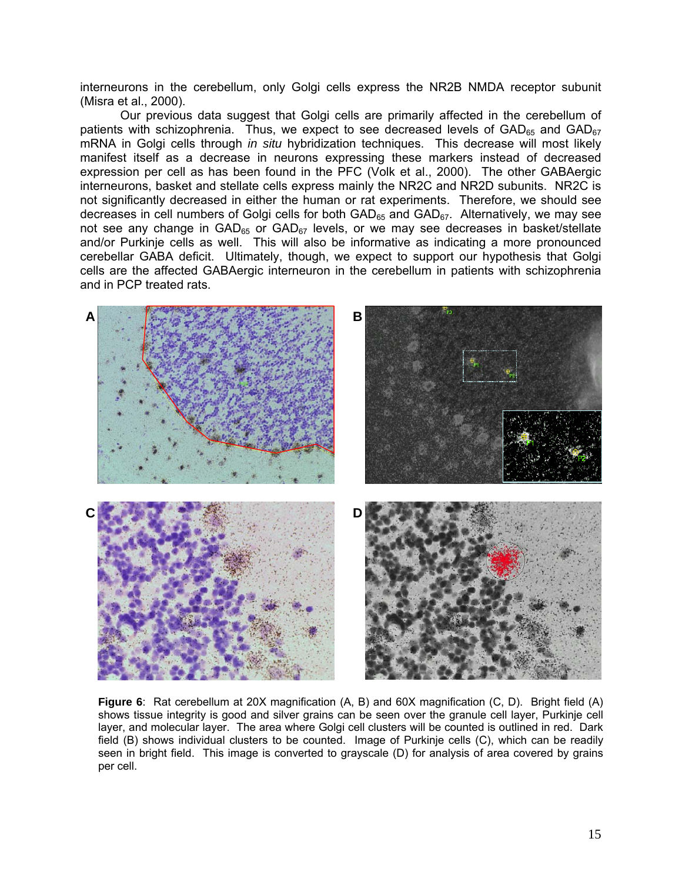interneurons in the cerebellum, only Golgi cells express the NR2B NMDA receptor subunit (Misra et al., 2000).

Our previous data suggest that Golgi cells are primarily affected in the cerebellum of patients with schizophrenia. Thus, we expect to see decreased levels of $GAD_{65}$ and $GAD_{67}$ mRNA in Golgi cells through *in situ* hybridization techniques. This decrease will most likely manifest itself as a decrease in neurons expressing these markers instead of decreased expression per cell as has been found in the PFC (Volk et al., 2000). The other GABAergic interneurons, basket and stellate cells express mainly the NR2C and NR2D subunits. NR2C is not significantly decreased in either the human or rat experiments. Therefore, we should see decreases in cell numbers of Golgi cells for both $GAD_{65}$ and $GAD_{67}$. Alternatively, we may see not see any change in $GAD_{65}$ or $GAD_{67}$ levels, or we may see decreases in basket/stellate and/or Purkinje cells as well. This will also be informative as indicating a more pronounced cerebellar GABA deficit. Ultimately, though, we expect to support our hypothesis that Golgi cells are the affected GABAergic interneuron in the cerebellum in patients with schizophrenia and in PCP treated rats.

**Figure 6**: Rat cerebellum at 20X magnification (A, B) and 60X magnification (C, D). Bright field (A) shows tissue integrity is good and silver grains can be seen over the granule cell layer, Purkinje cell layer, and molecular layer. The area where Golgi cell clusters will be counted is outlined in red. Dark field (B) shows individual clusters to be counted. Image of Purkinje cells (C), which can be readily seen in bright field. This image is converted to grayscale (D) for analysis of area covered by grains per cell.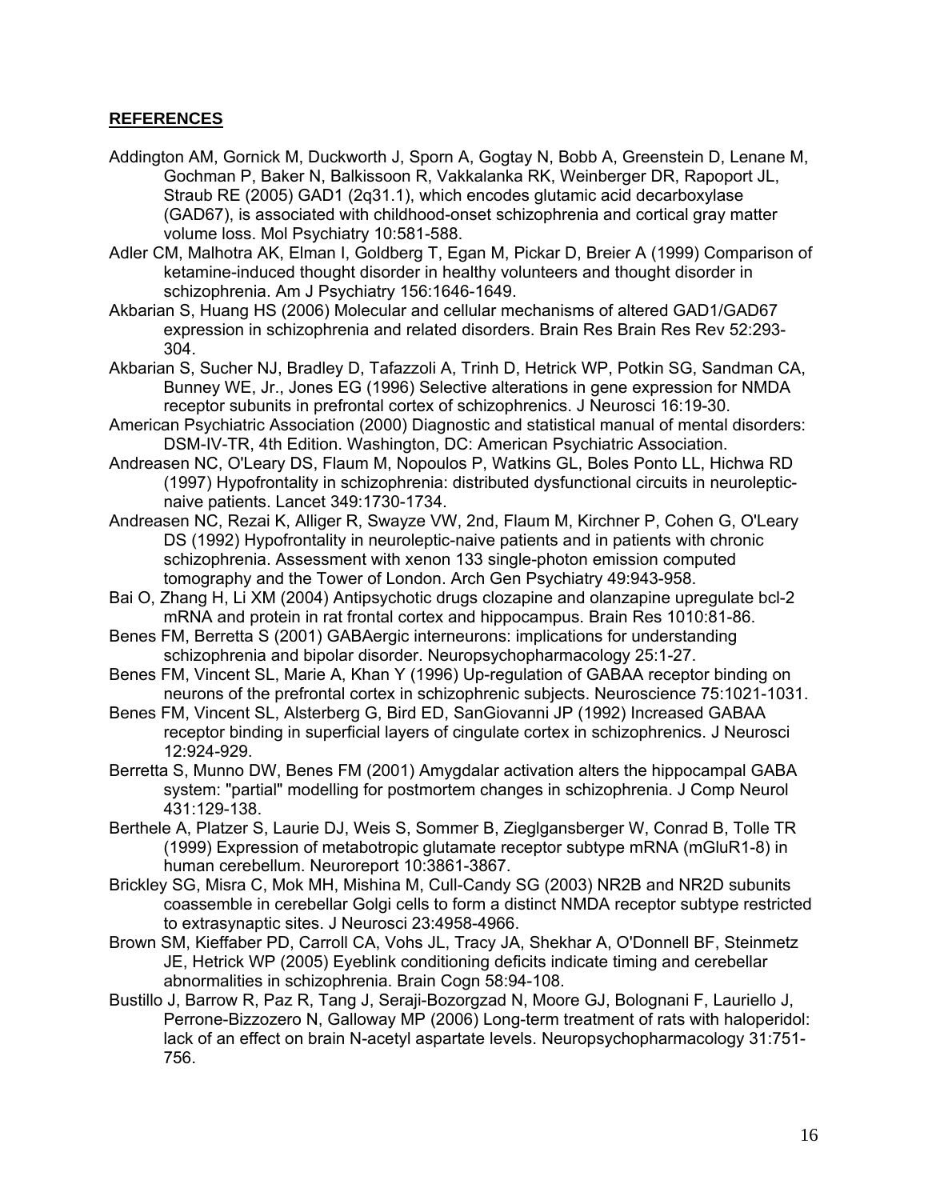## REFERENCES

Addington AM, Gornick M, Duckworth J, Sporn A, Gogtay N, Bobb A, Greenstein D, Lenane M, Gochman P, Baker N, Balkissoon R, Vakkalanka RK, Weinberger DR, Rapoport JL, Straub RE (2005) GAD1 (2q31.1), which encodes glutamic acid decarboxylase (GAD67), is associated with childhood-onset schizophrenia and cortical gray matter volume loss. Mol Psychiatry 10:581-588.

Adler CM, Malhotra AK, Elman I, Goldberg T, Egan M, Pickar D, Breier A (1999) Comparison of ketamine-induced thought disorder in healthy volunteers and thought disorder in schizophrenia. Am J Psychiatry 156:1646-1649.

Akbarian S, Huang HS (2006) Molecular and cellular mechanisms of altered GAD1/GAD67 expression in schizophrenia and related disorders. Brain Res Brain Res Rev 52:293-304.

Akbarian S, Sucher NJ, Bradley D, Tafazzoli A, Trinh D, Hetrick WP, Potkin SG, Sandman CA, Bunney WE, Jr., Jones EG (1996) Selective alterations in gene expression for NMDA receptor subunits in prefrontal cortex of schizophrenics. J Neurosci 16:19-30.

American Psychiatric Association (2000) Diagnostic and statistical manual of mental disorders: DSM-IV-TR, 4th Edition. Washington, DC: American Psychiatric Association.

Andreasen NC, O'Leary DS, Flaum M, Nopoulos P, Watkins GL, Boles Ponto LL, Hichwa RD (1997) Hypofrontality in schizophrenia: distributed dysfunctional circuits in neuroleptic-naive patients. Lancet 349:1730-1734.

Andreasen NC, Rezai K, Alliger R, Swayze VW, 2nd, Flaum M, Kirchner P, Cohen G, O'Leary DS (1992) Hypofrontality in neuroleptic-naive patients and in patients with chronic schizophrenia. Assessment with xenon 133 single-photon emission computed tomography and the Tower of London. Arch Gen Psychiatry 49:943-958.

Bai O, Zhang H, Li XM (2004) Antipsychotic drugs clozapine and olanzapine upregulate bcl-2 mRNA and protein in rat frontal cortex and hippocampus. Brain Res 1010:81-86.

Benes FM, Berretta S (2001) GABAergic interneurons: implications for understanding schizophrenia and bipolar disorder. Neuropsychopharmacology 25:1-27.

Benes FM, Vincent SL, Marie A, Khan Y (1996) Up-regulation of GABAA receptor binding on neurons of the prefrontal cortex in schizophrenic subjects. Neuroscience 75:1021-1031.

Benes FM, Vincent SL, Alsterberg G, Bird ED, SanGiovanni JP (1992) Increased GABAA receptor binding in superficial layers of cingulate cortex in schizophrenics. J Neurosci 12:924-929.

Berretta S, Munno DW, Benes FM (2001) Amygdalar activation alters the hippocampal GABA system: "partial" modelling for postmortem changes in schizophrenia. J Comp Neurol 431:129-138.

Berthele A, Platzer S, Laurie DJ, Weis S, Sommer B, Zieglgansberger W, Conrad B, Tolle TR (1999) Expression of metabotropic glutamate receptor subtype mRNA (mGluR1-8) in human cerebellum. Neuroreport 10:3861-3867.

Brickley SG, Misra C, Mok MH, Mishina M, Cull-Candy SG (2003) NR2B and NR2D subunits coassemble in cerebellar Golgi cells to form a distinct NMDA receptor subtype restricted to extrasynaptic sites. J Neurosci 23:4958-4966.

Brown SM, Kieffaber PD, Carroll CA, Vohs JL, Tracy JA, Shekhar A, O'Donnell BF, Steinmetz JE, Hetrick WP (2005) Eyeblink conditioning deficits indicate timing and cerebellar abnormalities in schizophrenia. Brain Cogn 58:94-108.

Bustillo J, Barrow R, Paz R, Tang J, Seraji-Bozorgzad N, Moore GJ, Bolognani F, Lauriello J, Perrone-Bizzozero N, Galloway MP (2006) Long-term treatment of rats with haloperidol: lack of an effect on brain N-acetyl aspartate levels. Neuropsychopharmacology 31:751-756.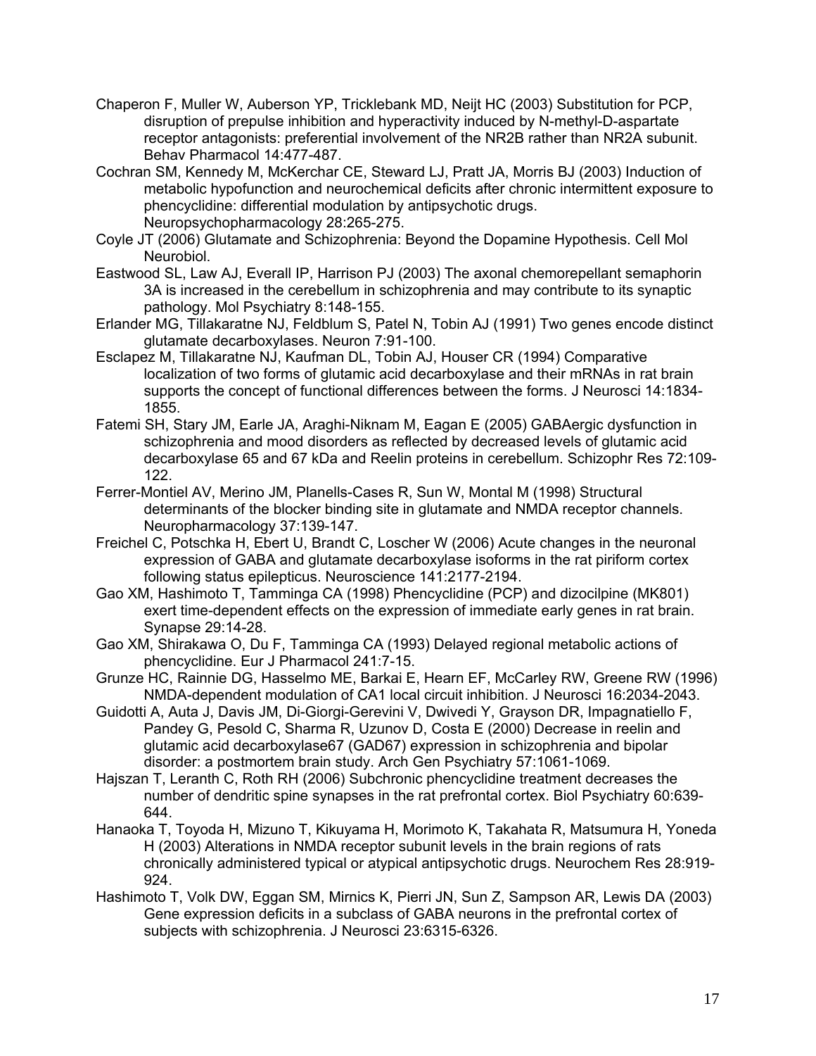Chaperon F, Muller W, Auberson YP, Tricklebank MD, Neijt HC (2003) Substitution for PCP, disruption of prepulse inhibition and hyperactivity induced by N-methyl-D-aspartate receptor antagonists: preferential involvement of the NR2B rather than NR2A subunit. Behav Pharmacol 14:477-487.

Cochran SM, Kennedy M, McKerchar CE, Steward LJ, Pratt JA, Morris BJ (2003) Induction of metabolic hypofunction and neurochemical deficits after chronic intermittent exposure to phencyclidine: differential modulation by antipsychotic drugs. Neuropsychopharmacology 28:265-275.

Coyle JT (2006) Glutamate and Schizophrenia: Beyond the Dopamine Hypothesis. Cell Mol Neurobiol.

Eastwood SL, Law AJ, Everall IP, Harrison PJ (2003) The axonal chemorepellant semaphorin 3A is increased in the cerebellum in schizophrenia and may contribute to its synaptic pathology. Mol Psychiatry 8:148-155.

Erlander MG, Tillakaratne NJ, Feldblum S, Patel N, Tobin AJ (1991) Two genes encode distinct glutamate decarboxylases. Neuron 7:91-100.

Esclapez M, Tillakaratne NJ, Kaufman DL, Tobin AJ, Houser CR (1994) Comparative localization of two forms of glutamic acid decarboxylase and their mRNAs in rat brain supports the concept of functional differences between the forms. J Neurosci 14:1834-1855.

Fatemi SH, Stary JM, Earle JA, Araghi-Niknam M, Eagan E (2005) GABAergic dysfunction in schizophrenia and mood disorders as reflected by decreased levels of glutamic acid decarboxylase 65 and 67 kDa and Reelin proteins in cerebellum. Schizophr Res 72:109-122.

Ferrer-Montiel AV, Merino JM, Planells-Cases R, Sun W, Montal M (1998) Structural determinants of the blocker binding site in glutamate and NMDA receptor channels. Neuropharmacology 37:139-147.

Freichel C, Potschka H, Ebert U, Brandt C, Loscher W (2006) Acute changes in the neuronal expression of GABA and glutamate decarboxylase isoforms in the rat piriform cortex following status epilepticus. Neuroscience 141:2177-2194.

Gao XM, Hashimoto T, Tamminga CA (1998) Phencyclidine (PCP) and dizocilpine (MK801) exert time-dependent effects on the expression of immediate early genes in rat brain. Synapse 29:14-28.

Gao XM, Shirakawa O, Du F, Tamminga CA (1993) Delayed regional metabolic actions of phencyclidine. Eur J Pharmacol 241:7-15.

Grunze HC, Rainnie DG, Hasselmo ME, Barkai E, Hearn EF, McCarley RW, Greene RW (1996) NMDA-dependent modulation of CA1 local circuit inhibition. J Neurosci 16:2034-2043.

Guidotti A, Auta J, Davis JM, Di-Giorgi-Gerevini V, Dwivedi Y, Grayson DR, Impagnatiello F, Pandey G, Pesold C, Sharma R, Uzunov D, Costa E (2000) Decrease in reelin and glutamic acid decarboxylase67 (GAD67) expression in schizophrenia and bipolar disorder: a postmortem brain study. Arch Gen Psychiatry 57:1061-1069.

Hajszan T, Leranth C, Roth RH (2006) Subchronic phencyclidine treatment decreases the number of dendritic spine synapses in the rat prefrontal cortex. Biol Psychiatry 60:639-644.

Hanaoka T, Toyoda H, Mizuno T, Kikuyama H, Morimoto K, Takahata R, Matsumura H, Yoneda H (2003) Alterations in NMDA receptor subunit levels in the brain regions of rats chronically administered typical or atypical antipsychotic drugs. Neurochem Res 28:919-924.

Hashimoto T, Volk DW, Eggan SM, Mirnics K, Pierri JN, Sun Z, Sampson AR, Lewis DA (2003) Gene expression deficits in a subclass of GABA neurons in the prefrontal cortex of subjects with schizophrenia. J Neurosci 23:6315-6326.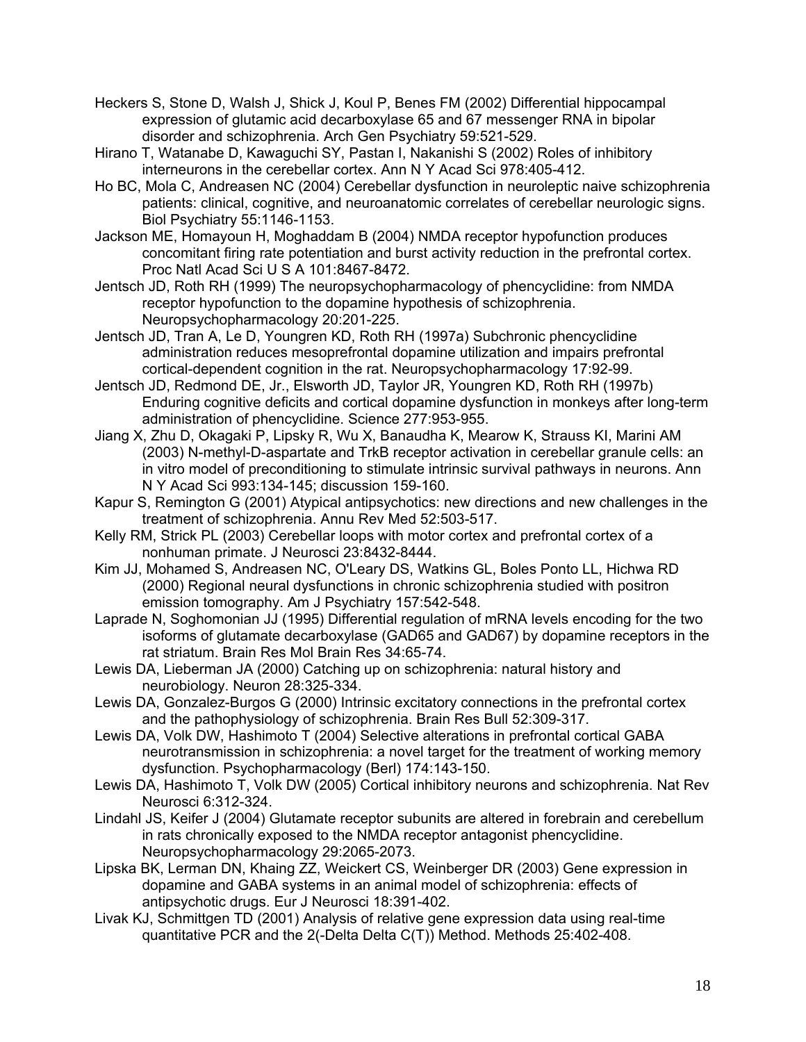Heckers S, Stone D, Walsh J, Shick J, Koul P, Benes FM (2002) Differential hippocampal expression of glutamic acid decarboxylase 65 and 67 messenger RNA in bipolar disorder and schizophrenia. Arch Gen Psychiatry 59:521-529.

Hirano T, Watanabe D, Kawaguchi SY, Pastan I, Nakanishi S (2002) Roles of inhibitory interneurons in the cerebellar cortex. Ann N Y Acad Sci 978:405-412.

Ho BC, Mola C, Andreasen NC (2004) Cerebellar dysfunction in neuroleptic naive schizophrenia patients: clinical, cognitive, and neuroanatomic correlates of cerebellar neurologic signs. Biol Psychiatry 55:1146-1153.

Jackson ME, Homayoun H, Moghaddam B (2004) NMDA receptor hypofunction produces concomitant firing rate potentiation and burst activity reduction in the prefrontal cortex. Proc Natl Acad Sci U S A 101:8467-8472.

Jentsch JD, Roth RH (1999) The neuropsychopharmacology of phencyclidine: from NMDA receptor hypofunction to the dopamine hypothesis of schizophrenia. Neuropsychopharmacology 20:201-225.

Jentsch JD, Tran A, Le D, Youngren KD, Roth RH (1997a) Subchronic phencyclidine administration reduces mesoprefrontal dopamine utilization and impairs prefrontal cortical-dependent cognition in the rat. Neuropsychopharmacology 17:92-99.

Jentsch JD, Redmond DE, Jr., Elsworth JD, Taylor JR, Youngren KD, Roth RH (1997b) Enduring cognitive deficits and cortical dopamine dysfunction in monkeys after long-term administration of phencyclidine. Science 277:953-955.

Jiang X, Zhu D, Okagaki P, Lipsky R, Wu X, Banaudha K, Mearow K, Strauss KI, Marini AM (2003) N-methyl-D-aspartate and TrkB receptor activation in cerebellar granule cells: an in vitro model of preconditioning to stimulate intrinsic survival pathways in neurons. Ann N Y Acad Sci 993:134-145; discussion 159-160.

Kapur S, Remington G (2001) Atypical antipsychotics: new directions and new challenges in the treatment of schizophrenia. Annu Rev Med 52:503-517.

Kelly RM, Strick PL (2003) Cerebellar loops with motor cortex and prefrontal cortex of a nonhuman primate. J Neurosci 23:8432-8444.

Kim JJ, Mohamed S, Andreasen NC, O'Leary DS, Watkins GL, Boles Ponto LL, Hichwa RD (2000) Regional neural dysfunctions in chronic schizophrenia studied with positron emission tomography. Am J Psychiatry 157:542-548.

Laprade N, Soghomonian JJ (1995) Differential regulation of mRNA levels encoding for the two isoforms of glutamate decarboxylase (GAD65 and GAD67) by dopamine receptors in the rat striatum. Brain Res Mol Brain Res 34:65-74.

Lewis DA, Lieberman JA (2000) Catching up on schizophrenia: natural history and neurobiology. Neuron 28:325-334.

Lewis DA, Gonzalez-Burgos G (2000) Intrinsic excitatory connections in the prefrontal cortex and the pathophysiology of schizophrenia. Brain Res Bull 52:309-317.

Lewis DA, Volk DW, Hashimoto T (2004) Selective alterations in prefrontal cortical GABA neurotransmission in schizophrenia: a novel target for the treatment of working memory dysfunction. Psychopharmacology (Berl) 174:143-150.

Lewis DA, Hashimoto T, Volk DW (2005) Cortical inhibitory neurons and schizophrenia. Nat Rev Neurosci 6:312-324.

Lindahl JS, Keifer J (2004) Glutamate receptor subunits are altered in forebrain and cerebellum in rats chronically exposed to the NMDA receptor antagonist phencyclidine. Neuropsychopharmacology 29:2065-2073.

Lipska BK, Lerman DN, Khaing ZZ, Weickert CS, Weinberger DR (2003) Gene expression in dopamine and GABA systems in an animal model of schizophrenia: effects of antipsychotic drugs. Eur J Neurosci 18:391-402.

Livak KJ, Schmittgen TD (2001) Analysis of relative gene expression data using real-time quantitative PCR and the 2(-Delta Delta C(T)) Method. Methods 25:402-408.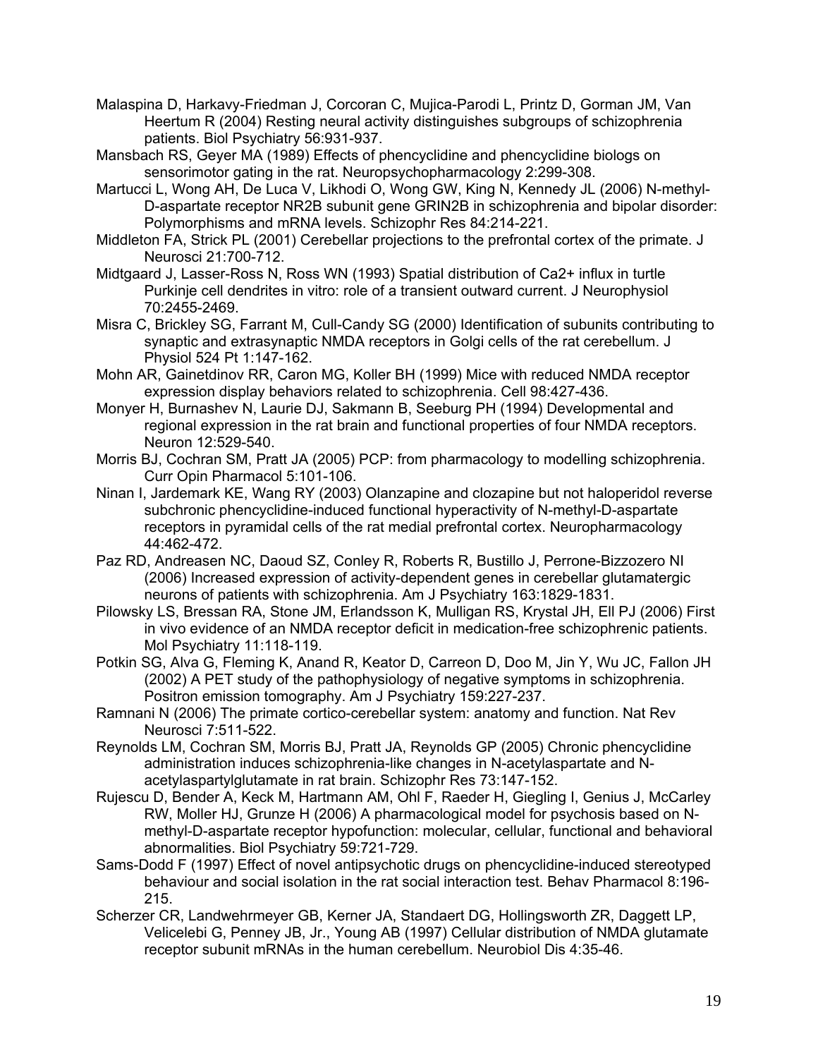Malaspina D, Harkavy-Friedman J, Corcoran C, Mujica-Parodi L, Printz D, Gorman JM, Van Heertum R (2004) Resting neural activity distinguishes subgroups of schizophrenia patients. Biol Psychiatry 56:931-937.

Mansbach RS, Geyer MA (1989) Effects of phencyclidine and phencyclidine biologs on sensorimotor gating in the rat. Neuropsychopharmacology 2:299-308.

Martucci L, Wong AH, De Luca V, Likhodi O, Wong GW, King N, Kennedy JL (2006) N-methyl-D-aspartate receptor NR2B subunit gene GRIN2B in schizophrenia and bipolar disorder: Polymorphisms and mRNA levels. Schizophr Res 84:214-221.

Middleton FA, Strick PL (2001) Cerebellar projections to the prefrontal cortex of the primate. J Neurosci 21:700-712.

Midtgaard J, Lasser-Ross N, Ross WN (1993) Spatial distribution of Ca2+ influx in turtle Purkinje cell dendrites in vitro: role of a transient outward current. J Neurophysiol 70:2455-2469.

Misra C, Brickley SG, Farrant M, Cull-Candy SG (2000) Identification of subunits contributing to synaptic and extrasynaptic NMDA receptors in Golgi cells of the rat cerebellum. J Physiol 524 Pt 1:147-162.

Mohn AR, Gainetdinov RR, Caron MG, Koller BH (1999) Mice with reduced NMDA receptor expression display behaviors related to schizophrenia. Cell 98:427-436.

Monyer H, Burnashev N, Laurie DJ, Sakmann B, Seeburg PH (1994) Developmental and regional expression in the rat brain and functional properties of four NMDA receptors. Neuron 12:529-540.

Morris BJ, Cochran SM, Pratt JA (2005) PCP: from pharmacology to modelling schizophrenia. Curr Opin Pharmacol 5:101-106.

Ninan I, Jardemark KE, Wang RY (2003) Olanzapine and clozapine but not haloperidol reverse subchronic phencyclidine-induced functional hyperactivity of N-methyl-D-aspartate receptors in pyramidal cells of the rat medial prefrontal cortex. Neuropharmacology 44:462-472.

Paz RD, Andreasen NC, Daoud SZ, Conley R, Roberts R, Bustillo J, Perrone-Bizzozero NI (2006) Increased expression of activity-dependent genes in cerebellar glutamatergic neurons of patients with schizophrenia. Am J Psychiatry 163:1829-1831.

Pilowsky LS, Bressan RA, Stone JM, Erlandsson K, Mulligan RS, Krystal JH, Ell PJ (2006) First in vivo evidence of an NMDA receptor deficit in medication-free schizophrenic patients. Mol Psychiatry 11:118-119.

Potkin SG, Alva G, Fleming K, Anand R, Keator D, Carreon D, Doo M, Jin Y, Wu JC, Fallon JH (2002) A PET study of the pathophysiology of negative symptoms in schizophrenia. Positron emission tomography. Am J Psychiatry 159:227-237.

Ramnani N (2006) The primate cortico-cerebellar system: anatomy and function. Nat Rev Neurosci 7:511-522.

Reynolds LM, Cochran SM, Morris BJ, Pratt JA, Reynolds GP (2005) Chronic phencyclidine administration induces schizophrenia-like changes in N-acetylaspartate and N-acetylaspartylglutamate in rat brain. Schizophr Res 73:147-152.

Rujescu D, Bender A, Keck M, Hartmann AM, Ohl F, Raeder H, Giegling I, Genius J, McCarley RW, Moller HJ, Grunze H (2006) A pharmacological model for psychosis based on N-methyl-D-aspartate receptor hypofunction: molecular, cellular, functional and behavioral abnormalities. Biol Psychiatry 59:721-729.

Sams-Dodd F (1997) Effect of novel antipsychotic drugs on phencyclidine-induced stereotyped behaviour and social isolation in the rat social interaction test. Behav Pharmacol 8:196-215.

Scherzer CR, Landwehrmeyer GB, Kerner JA, Standaert DG, Hollingsworth ZR, Daggett LP, Velicelebi G, Penney JB, Jr., Young AB (1997) Cellular distribution of NMDA glutamate receptor subunit mRNAs in the human cerebellum. Neurobiol Dis 4:35-46.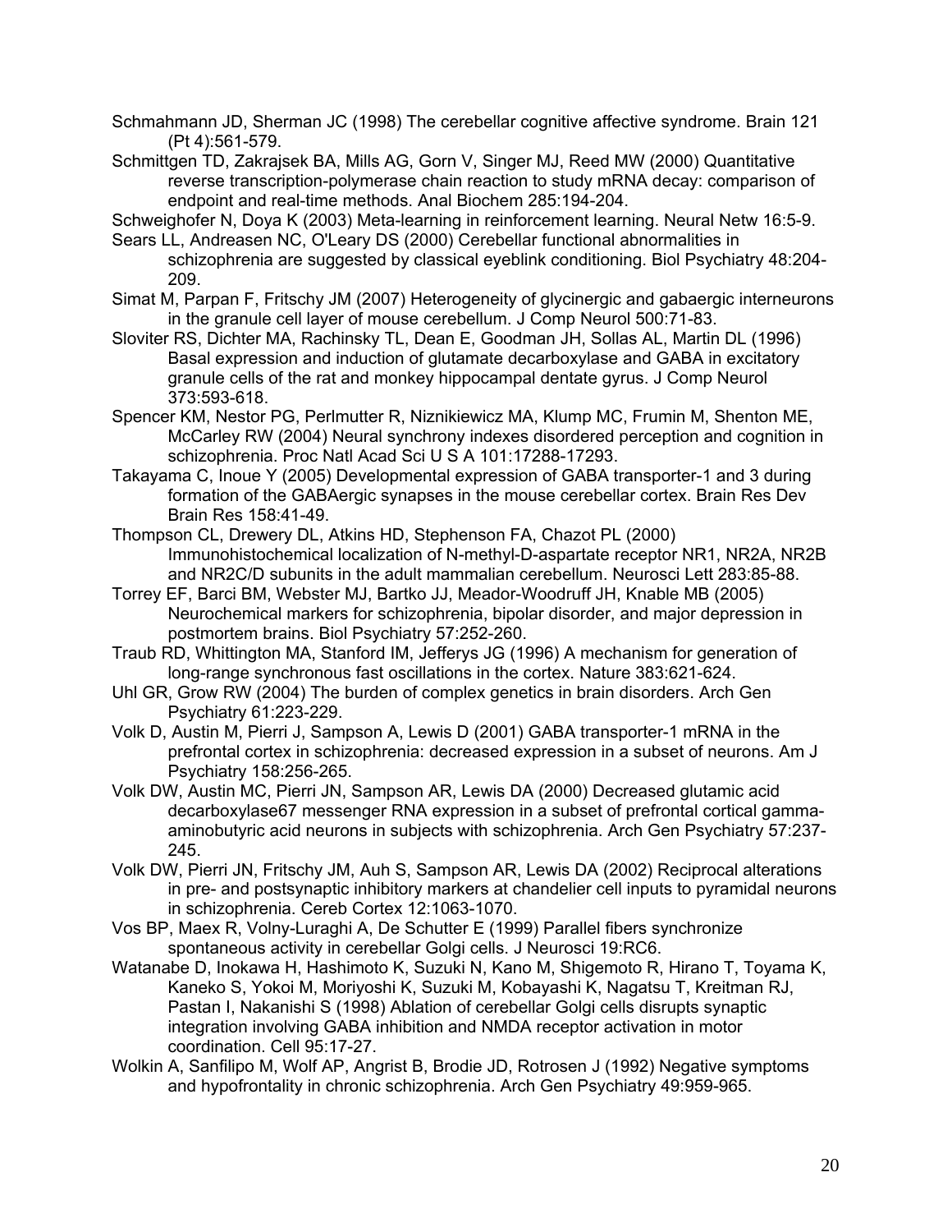Schmahmann JD, Sherman JC (1998) The cerebellar cognitive affective syndrome. Brain 121 (Pt 4):561-579.

Schmittgen TD, Zakrajsek BA, Mills AG, Gorn V, Singer MJ, Reed MW (2000) Quantitative reverse transcription-polymerase chain reaction to study mRNA decay: comparison of endpoint and real-time methods. Anal Biochem 285:194-204.

Schweighofer N, Doya K (2003) Meta-learning in reinforcement learning. Neural Netw 16:5-9.

Sears LL, Andreasen NC, O'Leary DS (2000) Cerebellar functional abnormalities in schizophrenia are suggested by classical eyeblink conditioning. Biol Psychiatry 48:204-209.

Simat M, Parpan F, Fritschy JM (2007) Heterogeneity of glycinergic and gabaergic interneurons in the granule cell layer of mouse cerebellum. J Comp Neurol 500:71-83.

Sloviter RS, Dichter MA, Rachinsky TL, Dean E, Goodman JH, Sollas AL, Martin DL (1996) Basal expression and induction of glutamate decarboxylase and GABA in excitatory granule cells of the rat and monkey hippocampal dentate gyrus. J Comp Neurol 373:593-618.

Spencer KM, Nestor PG, Perlmutter R, Niznikiewicz MA, Klump MC, Frumin M, Shenton ME, McCarley RW (2004) Neural synchrony indexes disordered perception and cognition in schizophrenia. Proc Natl Acad Sci U S A 101:17288-17293.

Takayama C, Inoue Y (2005) Developmental expression of GABA transporter-1 and 3 during formation of the GABAergic synapses in the mouse cerebellar cortex. Brain Res Dev Brain Res 158:41-49.

Thompson CL, Drewery DL, Atkins HD, Stephenson FA, Chazot PL (2000) Immunohistochemical localization of N-methyl-D-aspartate receptor NR1, NR2A, NR2B and NR2C/D subunits in the adult mammalian cerebellum. Neurosci Lett 283:85-88.

Torrey EF, Barci BM, Webster MJ, Bartko JJ, Meador-Woodruff JH, Knable MB (2005) Neurochemical markers for schizophrenia, bipolar disorder, and major depression in postmortem brains. Biol Psychiatry 57:252-260.

Traub RD, Whittington MA, Stanford IM, Jefferys JG (1996) A mechanism for generation of long-range synchronous fast oscillations in the cortex. Nature 383:621-624.

Uhl GR, Grow RW (2004) The burden of complex genetics in brain disorders. Arch Gen Psychiatry 61:223-229.

Volk D, Austin M, Pierri J, Sampson A, Lewis D (2001) GABA transporter-1 mRNA in the prefrontal cortex in schizophrenia: decreased expression in a subset of neurons. Am J Psychiatry 158:256-265.

Volk DW, Austin MC, Pierri JN, Sampson AR, Lewis DA (2000) Decreased glutamic acid decarboxylase67 messenger RNA expression in a subset of prefrontal cortical gamma-aminobutyric acid neurons in subjects with schizophrenia. Arch Gen Psychiatry 57:237-245.

Volk DW, Pierri JN, Fritschy JM, Auh S, Sampson AR, Lewis DA (2002) Reciprocal alterations in pre- and postsynaptic inhibitory markers at chandelier cell inputs to pyramidal neurons in schizophrenia. Cereb Cortex 12:1063-1070.

Vos BP, Maex R, Volny-Luraghi A, De Schutter E (1999) Parallel fibers synchronize spontaneous activity in cerebellar Golgi cells. J Neurosci 19:RC6.

Watanabe D, Inokawa H, Hashimoto K, Suzuki N, Kano M, Shigemoto R, Hirano T, Toyama K, Kaneko S, Yokoi M, Moriyoshi K, Suzuki M, Kobayashi K, Nagatsu T, Kreitman RJ, Pastan I, Nakanishi S (1998) Ablation of cerebellar Golgi cells disrupts synaptic integration involving GABA inhibition and NMDA receptor activation in motor coordination. Cell 95:17-27.

Wolkin A, Sanfilipo M, Wolf AP, Angrist B, Brodie JD, Rotrosen J (1992) Negative symptoms and hypofrontality in chronic schizophrenia. Arch Gen Psychiatry 49:959-965.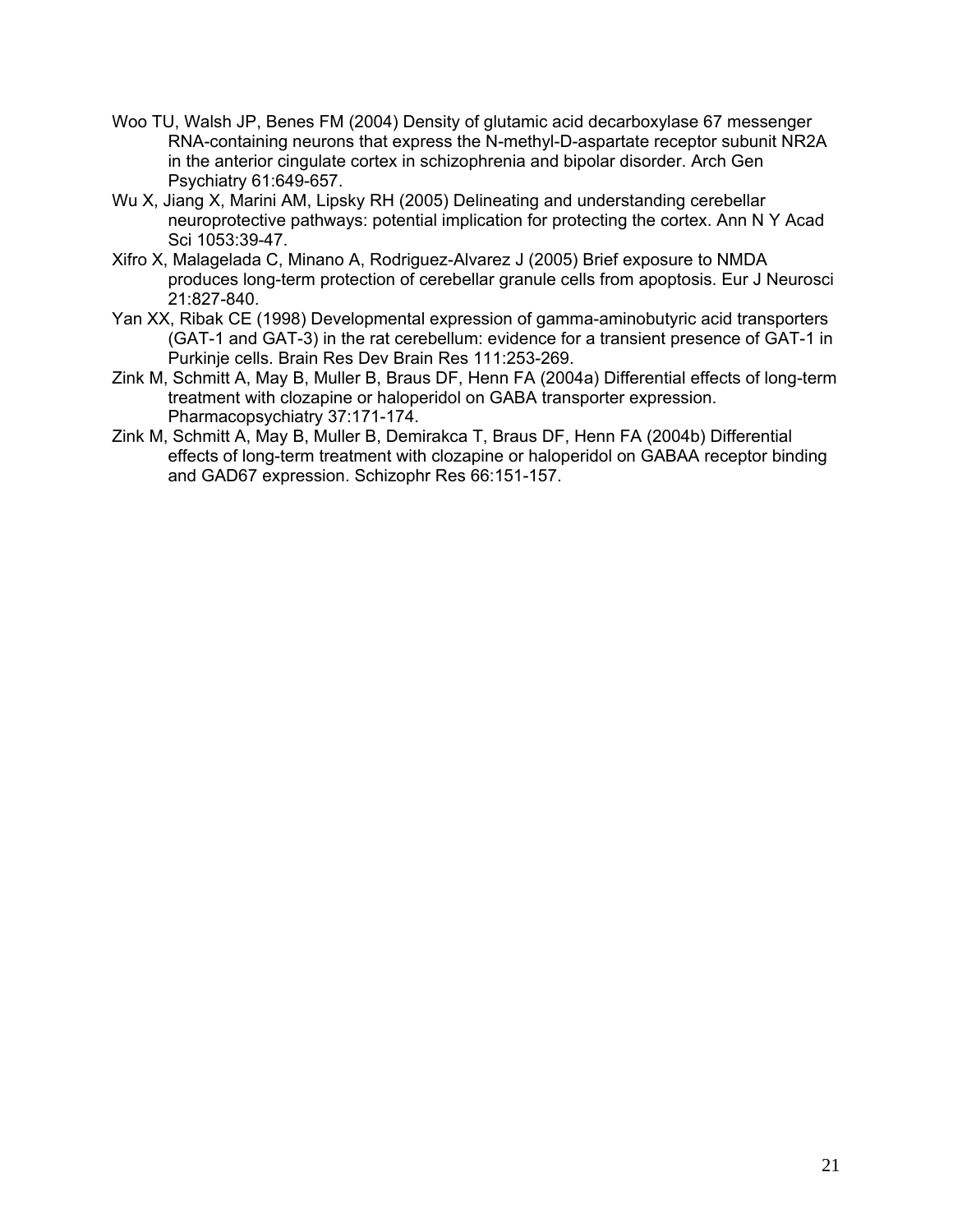Woo TU, Walsh JP, Benes FM (2004) Density of glutamic acid decarboxylase 67 messenger RNA-containing neurons that express the N-methyl-D-aspartate receptor subunit NR2A in the anterior cingulate cortex in schizophrenia and bipolar disorder. Arch Gen Psychiatry 61:649-657.

Wu X, Jiang X, Marini AM, Lipsky RH (2005) Delineating and understanding cerebellar neuroprotective pathways: potential implication for protecting the cortex. Ann N Y Acad Sci 1053:39-47.

Xifro X, Malagelada C, Minano A, Rodriguez-Alvarez J (2005) Brief exposure to NMDA produces long-term protection of cerebellar granule cells from apoptosis. Eur J Neurosci 21:827-840.

Yan XX, Ribak CE (1998) Developmental expression of gamma-aminobutyric acid transporters (GAT-1 and GAT-3) in the rat cerebellum: evidence for a transient presence of GAT-1 in Purkinje cells. Brain Res Dev Brain Res 111:253-269.

Zink M, Schmitt A, May B, Muller B, Braus DF, Henn FA (2004a) Differential effects of long-term treatment with clozapine or haloperidol on GABA transporter expression. Pharmacopsychiatry 37:171-174.

Zink M, Schmitt A, May B, Muller B, Demirakca T, Braus DF, Henn FA (2004b) Differential effects of long-term treatment with clozapine or haloperidol on GABAA receptor binding and GAD67 expression. Schizophr Res 66:151-157.